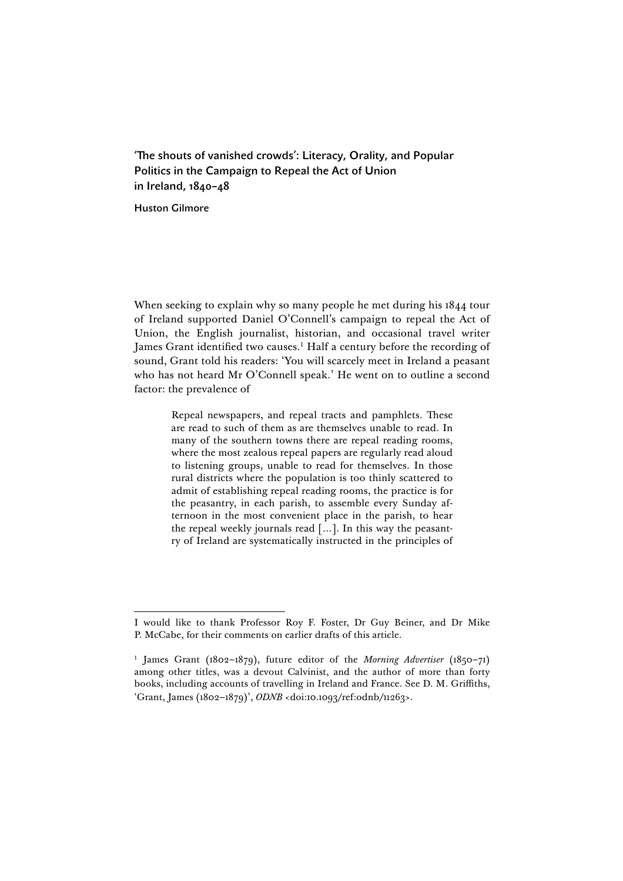# 'The shouts of vanished crowds': Literacy, Orality, and Popular Politics in the Campaign to Repeal the Act of Union in Ireland, 1840–48

**Huston Gilmore**

When seeking to explain why so many people he met during his 1844 tour of Ireland supported Daniel O'Connell's campaign to repeal the Act of Union, the English journalist, historian, and occasional travel writer James Grant identified two causes.[1] Half a century before the recording of sound, Grant told his readers: 'You will scarcely meet in Ireland a peasant who has not heard Mr O'Connell speak.' He went on to outline a second factor: the prevalence of

> Repeal newspapers, and repeal tracts and pamphlets. These are read to such of them as are themselves unable to read. In many of the southern towns there are repeal reading rooms, where the most zealous repeal papers are regularly read aloud to listening groups, unable to read for themselves. In those rural districts where the population is too thinly scattered to admit of establishing repeal reading rooms, the practice is for the peasantry, in each parish, to assemble every Sunday afternoon in the most convenient place in the parish, to hear the repeal weekly journals read [...]. In this way the peasantry of Ireland are systematically instructed in the principles of

---

I would like to thank Professor Roy F. Foster, Dr Guy Beiner, and Dr Mike P. McCabe, for their comments on earlier drafts of this article.

[1] James Grant (1802–1879), future editor of the *Morning Advertiser* (1850–71) among other titles, was a devout Calvinist, and the author of more than forty books, including accounts of travelling in Ireland and France. See D. M. Griffiths, 'Grant, James (1802–1879)', *ODNB* <doi:10.1093/ref:odnb/11263>.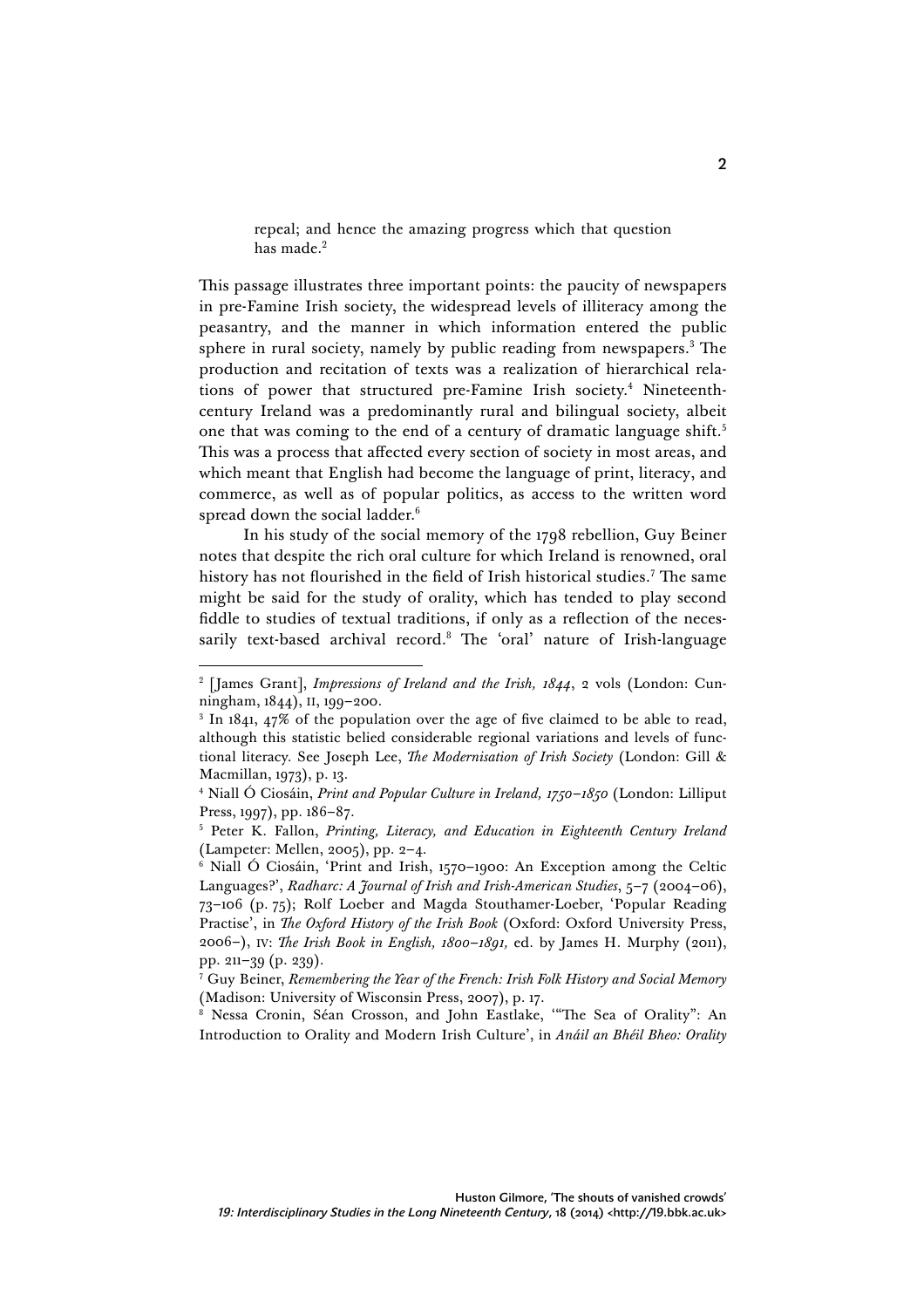> repeal; and hence the amazing progress which that question has made.[2]

This passage illustrates three important points: the paucity of newspapers in pre-Famine Irish society, the widespread levels of illiteracy among the peasantry, and the manner in which information entered the public sphere in rural society, namely by public reading from newspapers.[3] The production and recitation of texts was a realization of hierarchical relations of power that structured pre-Famine Irish society.[4] Nineteenth-century Ireland was a predominantly rural and bilingual society, albeit one that was coming to the end of a century of dramatic language shift.[5] This was a process that affected every section of society in most areas, and which meant that English had become the language of print, literacy, and commerce, as well as of popular politics, as access to the written word spread down the social ladder.[6]

In his study of the social memory of the 1798 rebellion, Guy Beiner notes that despite the rich oral culture for which Ireland is renowned, oral history has not flourished in the field of Irish historical studies.[7] The same might be said for the study of orality, which has tended to play second fiddle to studies of textual traditions, if only as a reflection of the necessarily text-based archival record.[8] The 'oral' nature of Irish-language

---

[2] [James Grant], *Impressions of Ireland and the Irish, 1844*, 2 vols (London: Cunningham, 1844), II, 199–200.

[3] In 1841, 47% of the population over the age of five claimed to be able to read, although this statistic belied considerable regional variations and levels of functional literacy. See Joseph Lee, *The Modernisation of Irish Society* (London: Gill & Macmillan, 1973), p. 13.

[4] Niall Ó Ciosáin, *Print and Popular Culture in Ireland, 1750–1850* (London: Lilliput Press, 1997), pp. 186–87.

[5] Peter K. Fallon, *Printing, Literacy, and Education in Eighteenth Century Ireland* (Lampeter: Mellen, 2005), pp. 2–4.

[6] Niall Ó Ciosáin, 'Print and Irish, 1570–1900: An Exception among the Celtic Languages?', *Radharc: A Journal of Irish and Irish-American Studies*, 5–7 (2004–06), 73–106 (p. 75); Rolf Loeber and Magda Stouthamer-Loeber, 'Popular Reading Practise', in *The Oxford History of the Irish Book* (Oxford: Oxford University Press, 2006–), IV: *The Irish Book in English, 1800–1891,* ed. by James H. Murphy (2011), pp. 211–39 (p. 239).

[7] Guy Beiner, *Remembering the Year of the French: Irish Folk History and Social Memory* (Madison: University of Wisconsin Press, 2007), p. 17.

[8] Nessa Cronin, Séan Crosson, and John Eastlake, '"The Sea of Orality": An Introduction to Orality and Modern Irish Culture', in *Anáil an Bhéil Bheo: Orality*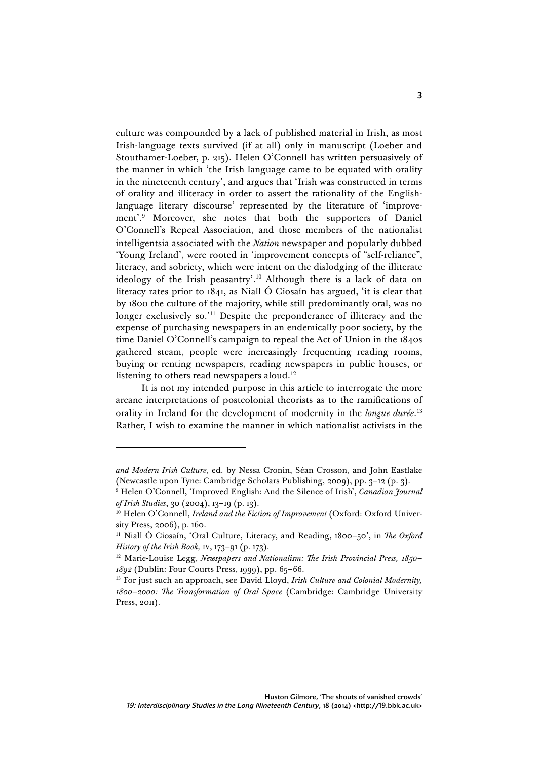culture was compounded by a lack of published material in Irish, as most Irish-language texts survived (if at all) only in manuscript (Loeber and Stouthamer-Loeber, p. 215). Helen O'Connell has written persuasively of the manner in which 'the Irish language came to be equated with orality in the nineteenth century', and argues that 'Irish was constructed in terms of orality and illiteracy in order to assert the rationality of the English-language literary discourse' represented by the literature of 'improvement'.[9] Moreover, she notes that both the supporters of Daniel O'Connell's Repeal Association, and those members of the nationalist intelligentsia associated with the *Nation* newspaper and popularly dubbed 'Young Ireland', were rooted in 'improvement concepts of "self-reliance", literacy, and sobriety, which were intent on the dislodging of the illiterate ideology of the Irish peasantry'.[10] Although there is a lack of data on literacy rates prior to 1841, as Niall Ó Ciosaín has argued, 'it is clear that by 1800 the culture of the majority, while still predominantly oral, was no longer exclusively so.'[11] Despite the preponderance of illiteracy and the expense of purchasing newspapers in an endemically poor society, by the time Daniel O'Connell's campaign to repeal the Act of Union in the 1840s gathered steam, people were increasingly frequenting reading rooms, buying or renting newspapers, reading newspapers in public houses, or listening to others read newspapers aloud.[12]

It is not my intended purpose in this article to interrogate the more arcane interpretations of postcolonial theorists as to the ramifications of orality in Ireland for the development of modernity in the *longue durée*.[13] Rather, I wish to examine the manner in which nationalist activists in the

---

*and Modern Irish Culture*, ed. by Nessa Cronin, Séan Crosson, and John Eastlake (Newcastle upon Tyne: Cambridge Scholars Publishing, 2009), pp. 3–12 (p. 3).

[9] Helen O'Connell, 'Improved English: And the Silence of Irish', *Canadian Journal of Irish Studies*, 30 (2004), 13–19 (p. 13).

[10] Helen O'Connell, *Ireland and the Fiction of Improvement* (Oxford: Oxford University Press, 2006), p. 160.

[11] Niall Ó Ciosaín, 'Oral Culture, Literacy, and Reading, 1800–50', in *The Oxford History of the Irish Book,* IV, 173–91 (p. 173).

[12] Marie-Louise Legg, *Newspapers and Nationalism: The Irish Provincial Press, 1850–1892* (Dublin: Four Courts Press, 1999), pp. 65–66.

[13] For just such an approach, see David Lloyd, *Irish Culture and Colonial Modernity, 1800–2000: The Transformation of Oral Space* (Cambridge: Cambridge University Press, 2011).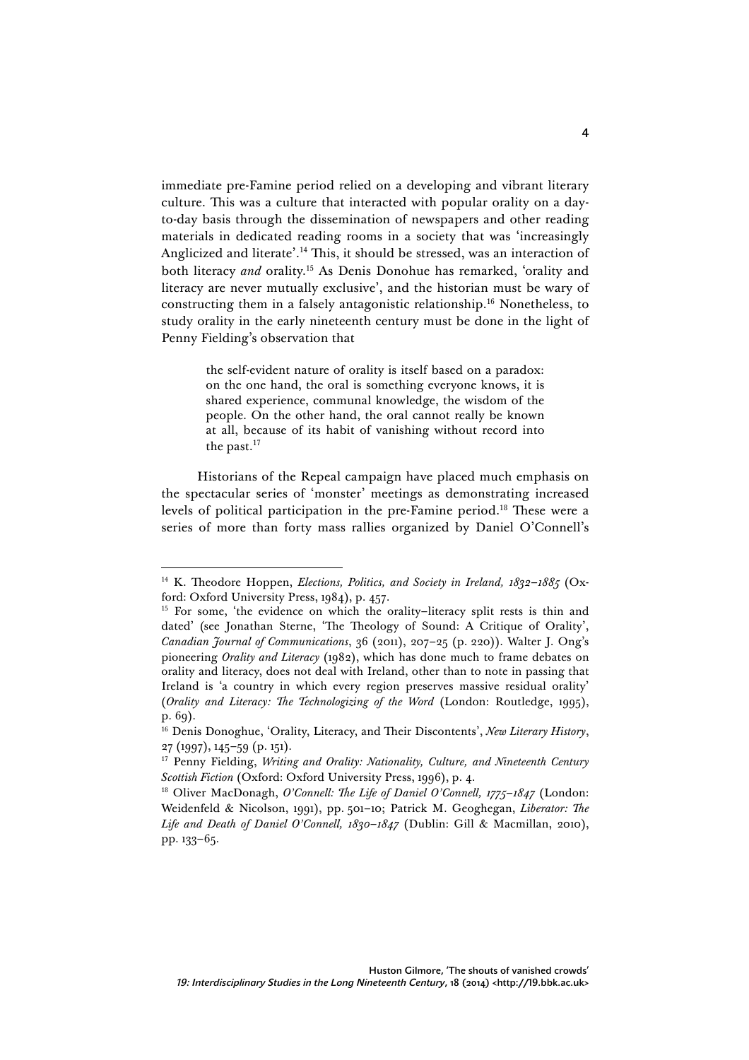immediate pre-Famine period relied on a developing and vibrant literary culture. This was a culture that interacted with popular orality on a day-to-day basis through the dissemination of newspapers and other reading materials in dedicated reading rooms in a society that was 'increasingly Anglicized and literate'.[14] This, it should be stressed, was an interaction of both literacy *and* orality.[15] As Denis Donohue has remarked, 'orality and literacy are never mutually exclusive', and the historian must be wary of constructing them in a falsely antagonistic relationship.[16] Nonetheless, to study orality in the early nineteenth century must be done in the light of Penny Fielding's observation that

> the self-evident nature of orality is itself based on a paradox: on the one hand, the oral is something everyone knows, it is shared experience, communal knowledge, the wisdom of the people. On the other hand, the oral cannot really be known at all, because of its habit of vanishing without record into the past.[17]

Historians of the Repeal campaign have placed much emphasis on the spectacular series of 'monster' meetings as demonstrating increased levels of political participation in the pre-Famine period.[18] These were a series of more than forty mass rallies organized by Daniel O'Connell's

---

[14] K. Theodore Hoppen, *Elections, Politics, and Society in Ireland, 1832–1885* (Oxford: Oxford University Press, 1984), p. 457.

[15] For some, 'the evidence on which the orality–literacy split rests is thin and dated' (see Jonathan Sterne, 'The Theology of Sound: A Critique of Orality', *Canadian Journal of Communications*, 36 (2011), 207–25 (p. 220)). Walter J. Ong's pioneering *Orality and Literacy* (1982), which has done much to frame debates on orality and literacy, does not deal with Ireland, other than to note in passing that Ireland is 'a country in which every region preserves massive residual orality' (*Orality and Literacy: The Technologizing of the Word* (London: Routledge, 1995), p. 69).

[16] Denis Donoghue, 'Orality, Literacy, and Their Discontents', *New Literary History*, 27 (1997), 145–59 (p. 151).

[17] Penny Fielding, *Writing and Orality: Nationality, Culture, and Nineteenth Century Scottish Fiction* (Oxford: Oxford University Press, 1996), p. 4.

[18] Oliver MacDonagh, *O'Connell: The Life of Daniel O'Connell, 1775–1847* (London: Weidenfeld & Nicolson, 1991), pp. 501–10; Patrick M. Geoghegan, *Liberator: The Life and Death of Daniel O'Connell, 1830–1847* (Dublin: Gill & Macmillan, 2010), pp. 133–65.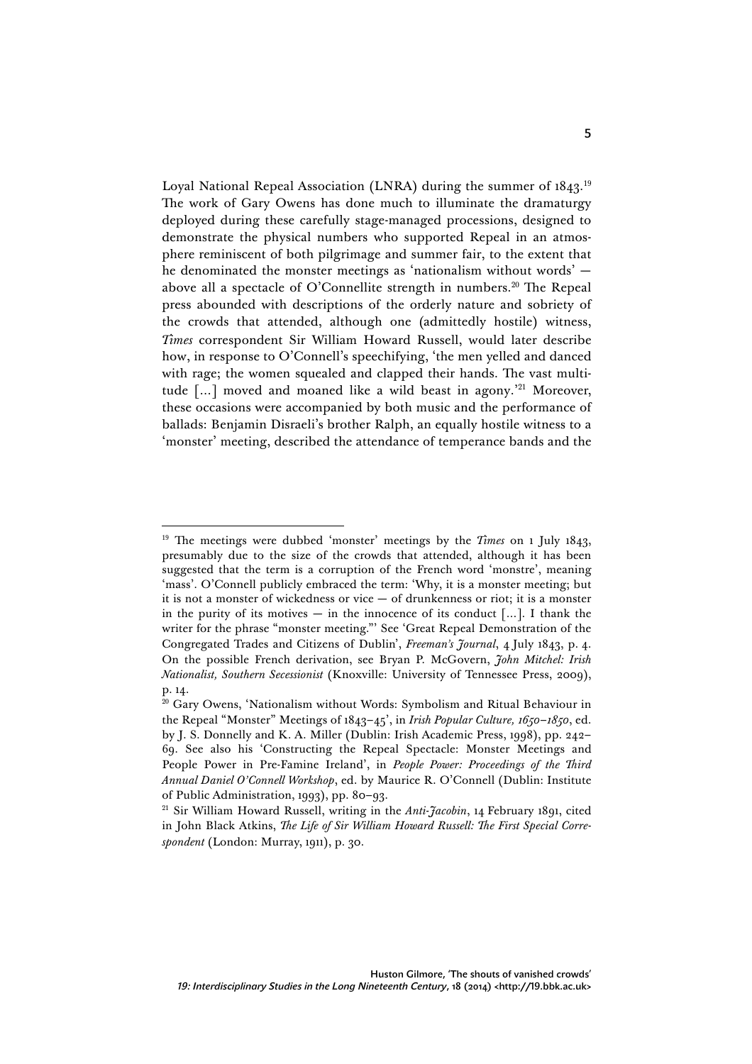Loyal National Repeal Association (LNRA) during the summer of 1843.[19] The work of Gary Owens has done much to illuminate the dramaturgy deployed during these carefully stage-managed processions, designed to demonstrate the physical numbers who supported Repeal in an atmosphere reminiscent of both pilgrimage and summer fair, to the extent that he denominated the monster meetings as 'nationalism without words' — above all a spectacle of O'Connellite strength in numbers.[20] The Repeal press abounded with descriptions of the orderly nature and sobriety of the crowds that attended, although one (admittedly hostile) witness, *Times* correspondent Sir William Howard Russell, would later describe how, in response to O'Connell's speechifying, 'the men yelled and danced with rage; the women squealed and clapped their hands. The vast multitude [...] moved and moaned like a wild beast in agony.'[21] Moreover, these occasions were accompanied by both music and the performance of ballads: Benjamin Disraeli's brother Ralph, an equally hostile witness to a 'monster' meeting, described the attendance of temperance bands and the

---

[19] The meetings were dubbed 'monster' meetings by the *Times* on 1 July 1843, presumably due to the size of the crowds that attended, although it has been suggested that the term is a corruption of the French word 'monstre', meaning 'mass'. O'Connell publicly embraced the term: 'Why, it is a monster meeting; but it is not a monster of wickedness or vice — of drunkenness or riot; it is a monster in the purity of its motives — in the innocence of its conduct [...]. I thank the writer for the phrase "monster meeting."' See 'Great Repeal Demonstration of the Congregated Trades and Citizens of Dublin', *Freeman's Journal*, 4 July 1843, p. 4. On the possible French derivation, see Bryan P. McGovern, *John Mitchel: Irish Nationalist, Southern Secessionist* (Knoxville: University of Tennessee Press, 2009), p. 14.

[20] Gary Owens, 'Nationalism without Words: Symbolism and Ritual Behaviour in the Repeal "Monster" Meetings of 1843–45', in *Irish Popular Culture, 1650–1850*, ed. by J. S. Donnelly and K. A. Miller (Dublin: Irish Academic Press, 1998), pp. 242–69. See also his 'Constructing the Repeal Spectacle: Monster Meetings and People Power in Pre-Famine Ireland', in *People Power: Proceedings of the Third Annual Daniel O'Connell Workshop*, ed. by Maurice R. O'Connell (Dublin: Institute of Public Administration, 1993), pp. 80–93.

[21] Sir William Howard Russell, writing in the *Anti-Jacobin*, 14 February 1891, cited in John Black Atkins, *The Life of Sir William Howard Russell: The First Special Correspondent* (London: Murray, 1911), p. 30.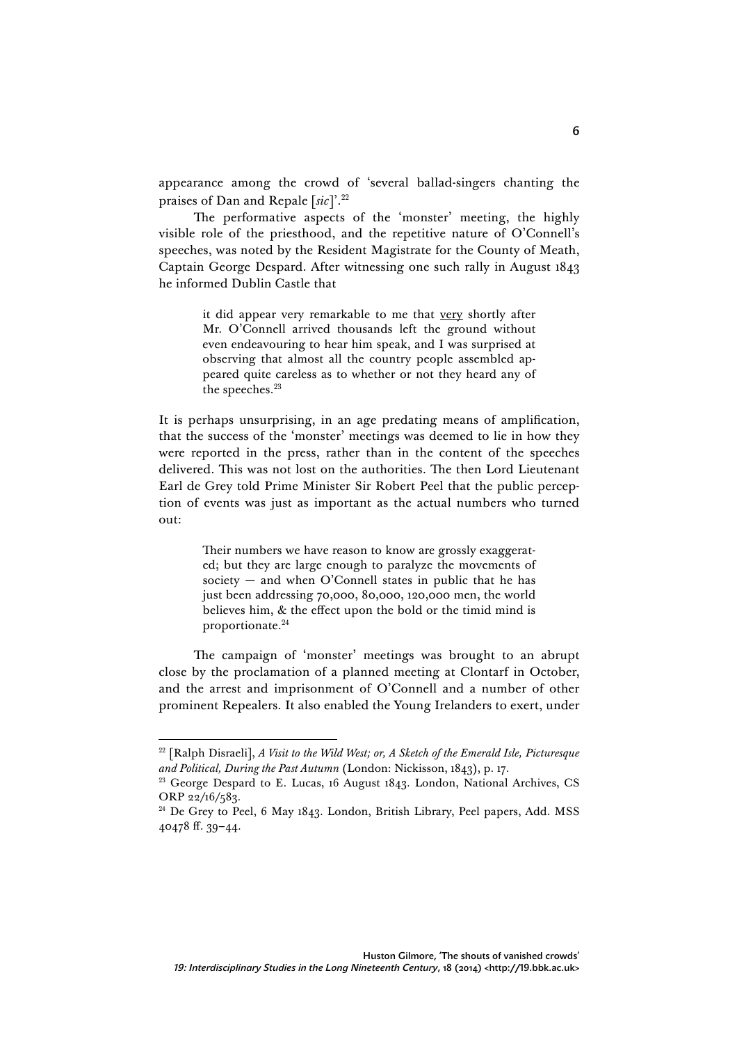appearance among the crowd of 'several ballad-singers chanting the praises of Dan and Repale [*sic*]'.[22]

The performative aspects of the 'monster' meeting, the highly visible role of the priesthood, and the repetitive nature of O'Connell's speeches, was noted by the Resident Magistrate for the County of Meath, Captain George Despard. After witnessing one such rally in August 1843 he informed Dublin Castle that

> it did appear very remarkable to me that <u>very</u> shortly after Mr. O'Connell arrived thousands left the ground without even endeavouring to hear him speak, and I was surprised at observing that almost all the country people assembled appeared quite careless as to whether or not they heard any of the speeches.[23]

It is perhaps unsurprising, in an age predating means of amplification, that the success of the 'monster' meetings was deemed to lie in how they were reported in the press, rather than in the content of the speeches delivered. This was not lost on the authorities. The then Lord Lieutenant Earl de Grey told Prime Minister Sir Robert Peel that the public perception of events was just as important as the actual numbers who turned out:

> Their numbers we have reason to know are grossly exaggerated; but they are large enough to paralyze the movements of society — and when O'Connell states in public that he has just been addressing 70,000, 80,000, 120,000 men, the world believes him, & the effect upon the bold or the timid mind is proportionate.[24]

The campaign of 'monster' meetings was brought to an abrupt close by the proclamation of a planned meeting at Clontarf in October, and the arrest and imprisonment of O'Connell and a number of other prominent Repealers. It also enabled the Young Irelanders to exert, under

---

[22] [Ralph Disraeli], *A Visit to the Wild West; or, A Sketch of the Emerald Isle, Picturesque and Political, During the Past Autumn* (London: Nickisson, 1843), p. 17.

[23] George Despard to E. Lucas, 16 August 1843. London, National Archives, CS ORP 22/16/583.

[24] De Grey to Peel, 6 May 1843. London, British Library, Peel papers, Add. MSS 40478 ff. 39–44.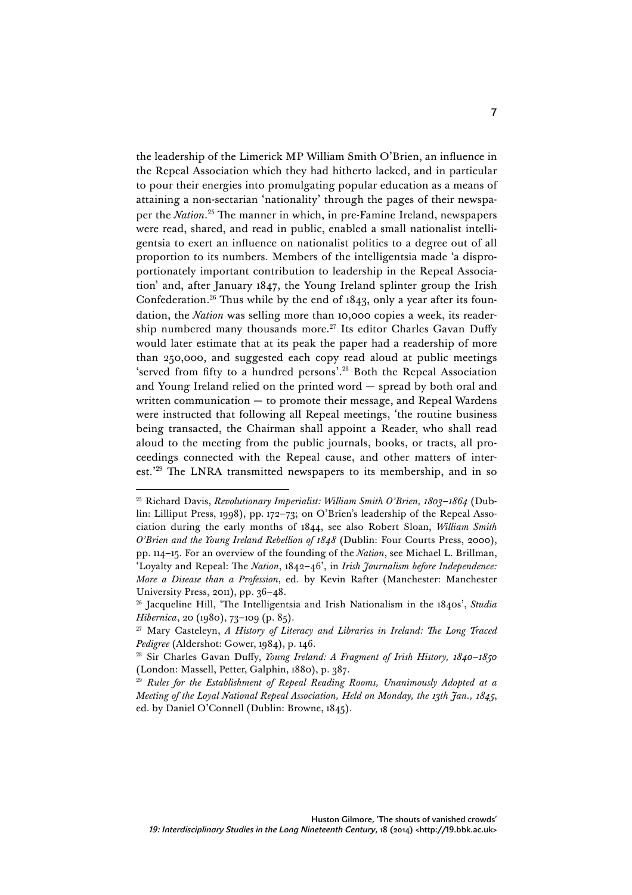the leadership of the Limerick MP William Smith O'Brien, an influence in the Repeal Association which they had hitherto lacked, and in particular to pour their energies into promulgating popular education as a means of attaining a non-sectarian 'nationality' through the pages of their newspaper the *Nation*.[25] The manner in which, in pre-Famine Ireland, newspapers were read, shared, and read in public, enabled a small nationalist intelligentsia to exert an influence on nationalist politics to a degree out of all proportion to its numbers. Members of the intelligentsia made 'a disproportionately important contribution to leadership in the Repeal Association' and, after January 1847, the Young Ireland splinter group the Irish Confederation.[26] Thus while by the end of 1843, only a year after its foundation, the *Nation* was selling more than 10,000 copies a week, its readership numbered many thousands more.[27] Its editor Charles Gavan Duffy would later estimate that at its peak the paper had a readership of more than 250,000, and suggested each copy read aloud at public meetings 'served from fifty to a hundred persons'.[28] Both the Repeal Association and Young Ireland relied on the printed word — spread by both oral and written communication — to promote their message, and Repeal Wardens were instructed that following all Repeal meetings, 'the routine business being transacted, the Chairman shall appoint a Reader, who shall read aloud to the meeting from the public journals, books, or tracts, all proceedings connected with the Repeal cause, and other matters of interest.'[29] The LNRA transmitted newspapers to its membership, and in so

---

[25] Richard Davis, *Revolutionary Imperialist: William Smith O'Brien, 1803–1864* (Dublin: Lilliput Press, 1998), pp. 172–73; on O'Brien's leadership of the Repeal Association during the early months of 1844, see also Robert Sloan, *William Smith O'Brien and the Young Ireland Rebellion of 1848* (Dublin: Four Courts Press, 2000), pp. 114–15. For an overview of the founding of the *Nation*, see Michael L. Brillman, 'Loyalty and Repeal: The *Nation*, 1842–46', in *Irish Journalism before Independence: More a Disease than a Profession*, ed. by Kevin Rafter (Manchester: Manchester University Press, 2011), pp. 36–48.

[26] Jacqueline Hill, 'The Intelligentsia and Irish Nationalism in the 1840s', *Studia Hibernica*, 20 (1980), 73–109 (p. 85).

[27] Mary Casteleyn, *A History of Literacy and Libraries in Ireland: The Long Traced Pedigree* (Aldershot: Gower, 1984), p. 146.

[28] Sir Charles Gavan Duffy, *Young Ireland: A Fragment of Irish History, 1840–1850* (London: Massell, Petter, Galphin, 1880), p. 387.

[29] *Rules for the Establishment of Repeal Reading Rooms, Unanimously Adopted at a Meeting of the Loyal National Repeal Association, Held on Monday, the 13th Jan., 1845*, ed. by Daniel O'Connell (Dublin: Browne, 1845).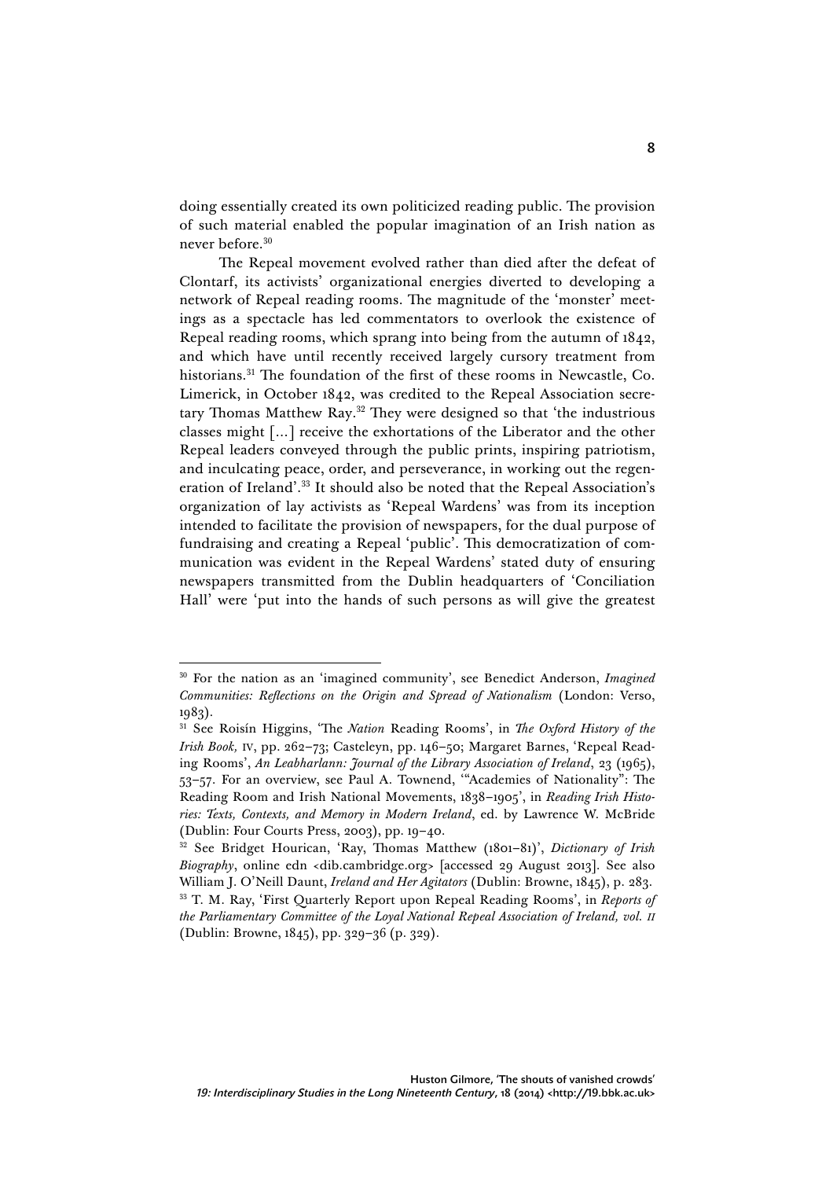doing essentially created its own politicized reading public. The provision of such material enabled the popular imagination of an Irish nation as never before.[30]

The Repeal movement evolved rather than died after the defeat of Clontarf, its activists' organizational energies diverted to developing a network of Repeal reading rooms. The magnitude of the 'monster' meetings as a spectacle has led commentators to overlook the existence of Repeal reading rooms, which sprang into being from the autumn of 1842, and which have until recently received largely cursory treatment from historians.[31] The foundation of the first of these rooms in Newcastle, Co. Limerick, in October 1842, was credited to the Repeal Association secretary Thomas Matthew Ray.[32] They were designed so that 'the industrious classes might [...] receive the exhortations of the Liberator and the other Repeal leaders conveyed through the public prints, inspiring patriotism, and inculcating peace, order, and perseverance, in working out the regeneration of Ireland'.[33] It should also be noted that the Repeal Association's organization of lay activists as 'Repeal Wardens' was from its inception intended to facilitate the provision of newspapers, for the dual purpose of fundraising and creating a Repeal 'public'. This democratization of communication was evident in the Repeal Wardens' stated duty of ensuring newspapers transmitted from the Dublin headquarters of 'Conciliation Hall' were 'put into the hands of such persons as will give the greatest

---

[30] For the nation as an 'imagined community', see Benedict Anderson, *Imagined Communities: Reflections on the Origin and Spread of Nationalism* (London: Verso, 1983).

[31] See Roisín Higgins, 'The *Nation* Reading Rooms', in *The Oxford History of the Irish Book,* IV, pp. 262–73; Casteleyn, pp. 146–50; Margaret Barnes, 'Repeal Reading Rooms', *An Leabharlann: Journal of the Library Association of Ireland*, 23 (1965), 53–57. For an overview, see Paul A. Townend, '"Academies of Nationality": The Reading Room and Irish National Movements, 1838–1905', in *Reading Irish Histories: Texts, Contexts, and Memory in Modern Ireland*, ed. by Lawrence W. McBride (Dublin: Four Courts Press, 2003), pp. 19–40.

[32] See Bridget Hourican, 'Ray, Thomas Matthew (1801–81)', *Dictionary of Irish Biography*, online edn <dib.cambridge.org> [accessed 29 August 2013]. See also William J. O'Neill Daunt, *Ireland and Her Agitators* (Dublin: Browne, 1845), p. 283.

[33] T. M. Ray, 'First Quarterly Report upon Repeal Reading Rooms', in *Reports of the Parliamentary Committee of the Loyal National Repeal Association of Ireland, vol. II* (Dublin: Browne, 1845), pp. 329–36 (p. 329).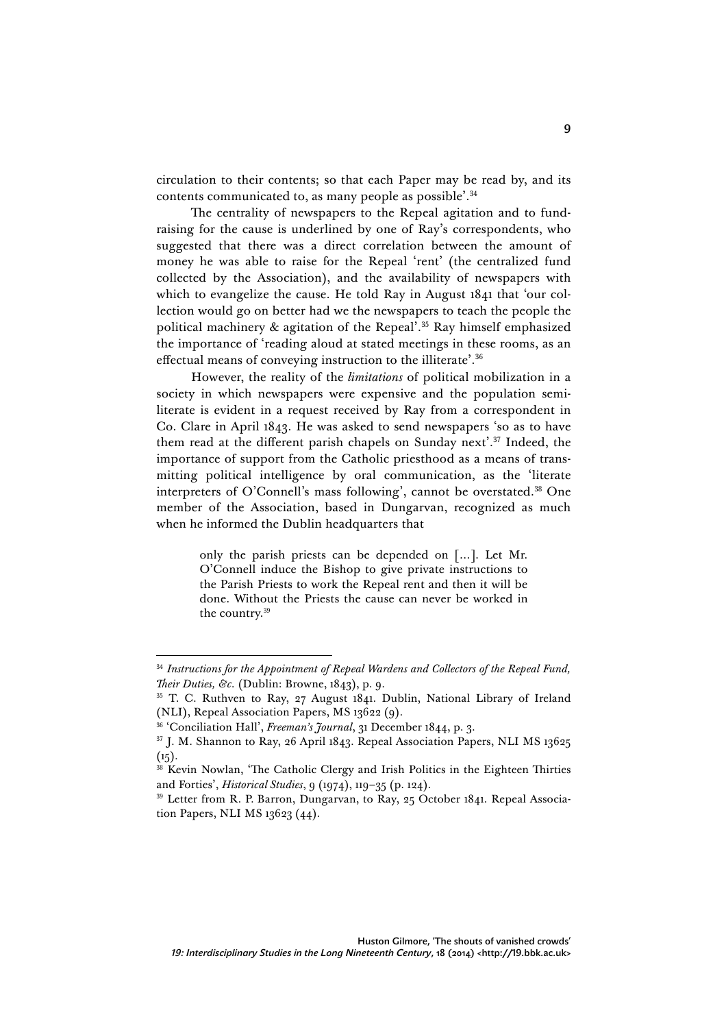circulation to their contents; so that each Paper may be read by, and its contents communicated to, as many people as possible'.[34]

The centrality of newspapers to the Repeal agitation and to fund-raising for the cause is underlined by one of Ray's correspondents, who suggested that there was a direct correlation between the amount of money he was able to raise for the Repeal 'rent' (the centralized fund collected by the Association), and the availability of newspapers with which to evangelize the cause. He told Ray in August 1841 that 'our collection would go on better had we the newspapers to teach the people the political machinery & agitation of the Repeal'.[35] Ray himself emphasized the importance of 'reading aloud at stated meetings in these rooms, as an effectual means of conveying instruction to the illiterate'.[36]

However, the reality of the *limitations* of political mobilization in a society in which newspapers were expensive and the population semi-literate is evident in a request received by Ray from a correspondent in Co. Clare in April 1843. He was asked to send newspapers 'so as to have them read at the different parish chapels on Sunday next'.[37] Indeed, the importance of support from the Catholic priesthood as a means of transmitting political intelligence by oral communication, as the 'literate interpreters of O'Connell's mass following', cannot be overstated.[38] One member of the Association, based in Dungarvan, recognized as much when he informed the Dublin headquarters that

> only the parish priests can be depended on [...]. Let Mr. O'Connell induce the Bishop to give private instructions to the Parish Priests to work the Repeal rent and then it will be done. Without the Priests the cause can never be worked in the country.[39]

---

[34] *Instructions for the Appointment of Repeal Wardens and Collectors of the Repeal Fund, Their Duties, &c.* (Dublin: Browne, 1843), p. 9.

[35] T. C. Ruthven to Ray, 27 August 1841. Dublin, National Library of Ireland (NLI), Repeal Association Papers, MS 13622 (9).

[36] 'Conciliation Hall', *Freeman's Journal*, 31 December 1844, p. 3.

[37] J. M. Shannon to Ray, 26 April 1843. Repeal Association Papers, NLI MS 13625 (15).

[38] Kevin Nowlan, 'The Catholic Clergy and Irish Politics in the Eighteen Thirties and Forties', *Historical Studies*, 9 (1974), 119–35 (p. 124).

[39] Letter from R. P. Barron, Dungarvan, to Ray, 25 October 1841. Repeal Association Papers, NLI MS 13623 (44).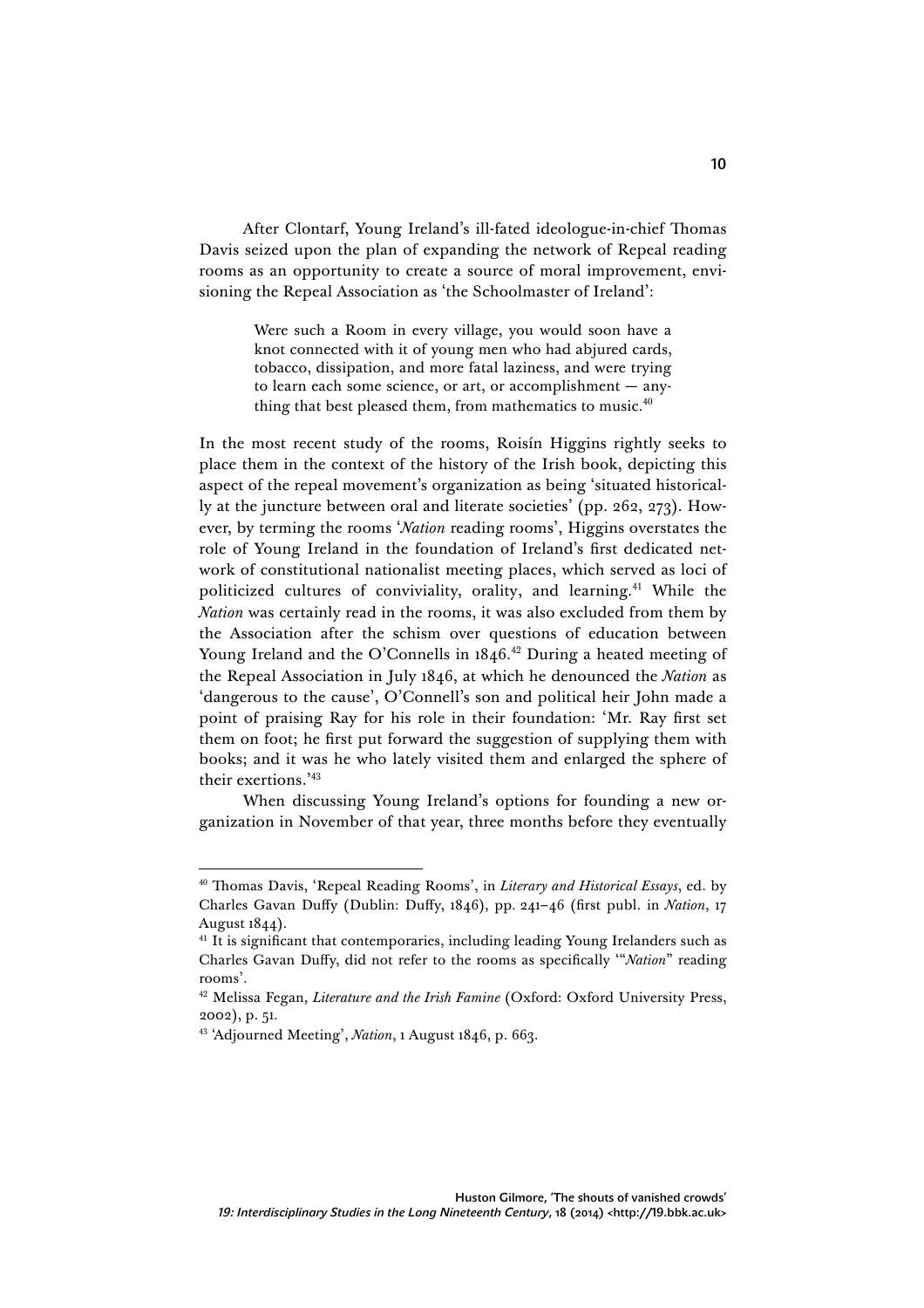After Clontarf, Young Ireland's ill-fated ideologue-in-chief Thomas Davis seized upon the plan of expanding the network of Repeal reading rooms as an opportunity to create a source of moral improvement, envisioning the Repeal Association as 'the Schoolmaster of Ireland':

> Were such a Room in every village, you would soon have a knot connected with it of young men who had abjured cards, tobacco, dissipation, and more fatal laziness, and were trying to learn each some science, or art, or accomplishment — anything that best pleased them, from mathematics to music.[40]

In the most recent study of the rooms, Roisín Higgins rightly seeks to place them in the context of the history of the Irish book, depicting this aspect of the repeal movement's organization as being 'situated historically at the juncture between oral and literate societies' (pp. 262, 273). However, by terming the rooms '*Nation* reading rooms', Higgins overstates the role of Young Ireland in the foundation of Ireland's first dedicated network of constitutional nationalist meeting places, which served as loci of politicized cultures of conviviality, orality, and learning.[41] While the *Nation* was certainly read in the rooms, it was also excluded from them by the Association after the schism over questions of education between Young Ireland and the O'Connells in 1846.[42] During a heated meeting of the Repeal Association in July 1846, at which he denounced the *Nation* as 'dangerous to the cause', O'Connell's son and political heir John made a point of praising Ray for his role in their foundation: 'Mr. Ray first set them on foot; he first put forward the suggestion of supplying them with books; and it was he who lately visited them and enlarged the sphere of their exertions.'[43]

When discussing Young Ireland's options for founding a new organization in November of that year, three months before they eventually

---

[40] Thomas Davis, 'Repeal Reading Rooms', in *Literary and Historical Essays*, ed. by Charles Gavan Duffy (Dublin: Duffy, 1846), pp. 241–46 (first publ. in *Nation*, 17 August 1844).

[41] It is significant that contemporaries, including leading Young Irelanders such as Charles Gavan Duffy, did not refer to the rooms as specifically '"*Nation*" reading rooms'.

[42] Melissa Fegan, *Literature and the Irish Famine* (Oxford: Oxford University Press, 2002), p. 51.

[43] 'Adjourned Meeting', *Nation*, 1 August 1846, p. 663.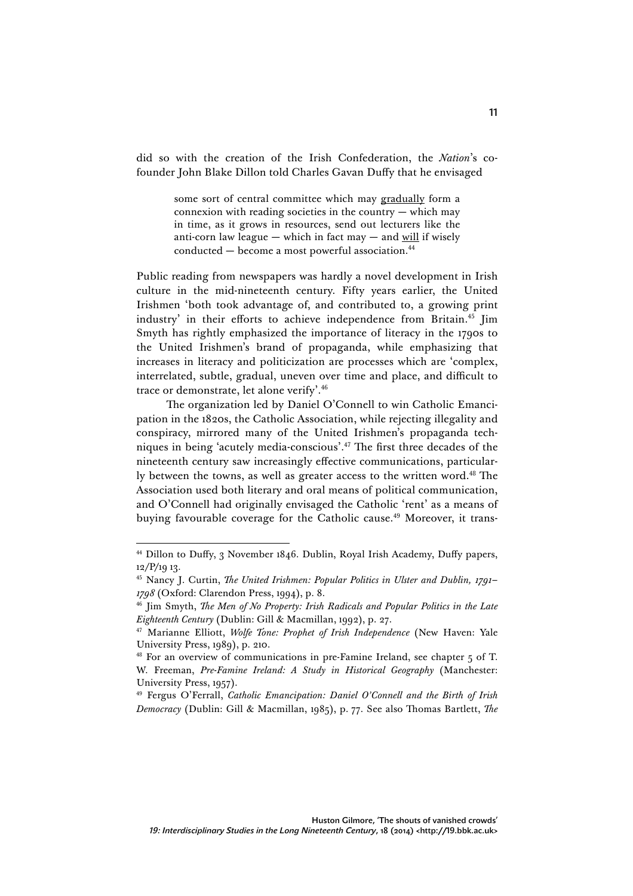did so with the creation of the Irish Confederation, the *Nation*'s co-founder John Blake Dillon told Charles Gavan Duffy that he envisaged

> some sort of central committee which may gradually form a connexion with reading societies in the country — which may in time, as it grows in resources, send out lecturers like the anti-corn law league — which in fact may — and will if wisely conducted — become a most powerful association.[44]

Public reading from newspapers was hardly a novel development in Irish culture in the mid-nineteenth century. Fifty years earlier, the United Irishmen 'both took advantage of, and contributed to, a growing print industry' in their efforts to achieve independence from Britain.[45] Jim Smyth has rightly emphasized the importance of literacy in the 1790s to the United Irishmen's brand of propaganda, while emphasizing that increases in literacy and politicization are processes which are 'complex, interrelated, subtle, gradual, uneven over time and place, and difficult to trace or demonstrate, let alone verify'.[46]

The organization led by Daniel O'Connell to win Catholic Emancipation in the 1820s, the Catholic Association, while rejecting illegality and conspiracy, mirrored many of the United Irishmen's propaganda techniques in being 'acutely media-conscious'.[47] The first three decades of the nineteenth century saw increasingly effective communications, particularly between the towns, as well as greater access to the written word.[48] The Association used both literary and oral means of political communication, and O'Connell had originally envisaged the Catholic 'rent' as a means of buying favourable coverage for the Catholic cause.[49] Moreover, it trans-

---

[44] Dillon to Duffy, 3 November 1846. Dublin, Royal Irish Academy, Duffy papers, 12/P/19 13.

[45] Nancy J. Curtin, *The United Irishmen: Popular Politics in Ulster and Dublin, 1791–1798* (Oxford: Clarendon Press, 1994), p. 8.

[46] Jim Smyth, *The Men of No Property: Irish Radicals and Popular Politics in the Late Eighteenth Century* (Dublin: Gill & Macmillan, 1992), p. 27.

[47] Marianne Elliott, *Wolfe Tone: Prophet of Irish Independence* (New Haven: Yale University Press, 1989), p. 210.

[48] For an overview of communications in pre-Famine Ireland, see chapter 5 of T. W. Freeman, *Pre-Famine Ireland: A Study in Historical Geography* (Manchester: University Press, 1957).

[49] Fergus O'Ferrall, *Catholic Emancipation: Daniel O'Connell and the Birth of Irish Democracy* (Dublin: Gill & Macmillan, 1985), p. 77. See also Thomas Bartlett, *The*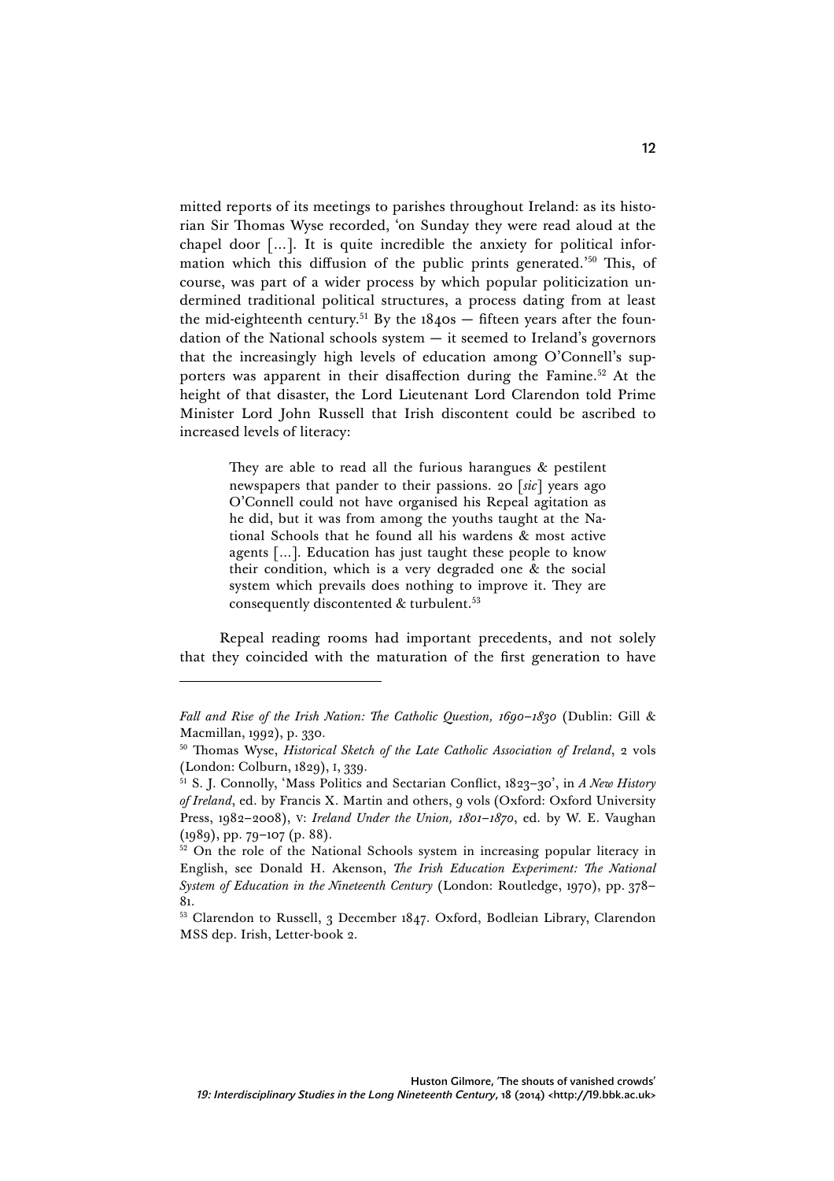mitted reports of its meetings to parishes throughout Ireland: as its historian Sir Thomas Wyse recorded, 'on Sunday they were read aloud at the chapel door [...]. It is quite incredible the anxiety for political information which this diffusion of the public prints generated.'[50] This, of course, was part of a wider process by which popular politicization undermined traditional political structures, a process dating from at least the mid-eighteenth century.[51] By the 1840s — fifteen years after the foundation of the National schools system — it seemed to Ireland's governors that the increasingly high levels of education among O'Connell's supporters was apparent in their disaffection during the Famine.[52] At the height of that disaster, the Lord Lieutenant Lord Clarendon told Prime Minister Lord John Russell that Irish discontent could be ascribed to increased levels of literacy:

> They are able to read all the furious harangues & pestilent newspapers that pander to their passions. 20 [*sic*] years ago O'Connell could not have organised his Repeal agitation as he did, but it was from among the youths taught at the National Schools that he found all his wardens & most active agents [...]. Education has just taught these people to know their condition, which is a very degraded one & the social system which prevails does nothing to improve it. They are consequently discontented & turbulent.[53]

Repeal reading rooms had important precedents, and not solely that they coincided with the maturation of the first generation to have

---

*Fall and Rise of the Irish Nation: The Catholic Question, 1690–1830* (Dublin: Gill & Macmillan, 1992), p. 330.

[50] Thomas Wyse, *Historical Sketch of the Late Catholic Association of Ireland*, 2 vols (London: Colburn, 1829), I, 339.

[51] S. J. Connolly, 'Mass Politics and Sectarian Conflict, 1823–30', in *A New History of Ireland*, ed. by Francis X. Martin and others, 9 vols (Oxford: Oxford University Press, 1982–2008), V: *Ireland Under the Union, 1801–1870*, ed. by W. E. Vaughan (1989), pp. 79–107 (p. 88).

[52] On the role of the National Schools system in increasing popular literacy in English, see Donald H. Akenson, *The Irish Education Experiment: The National System of Education in the Nineteenth Century* (London: Routledge, 1970), pp. 378–81.

[53] Clarendon to Russell, 3 December 1847. Oxford, Bodleian Library, Clarendon MSS dep. Irish, Letter-book 2.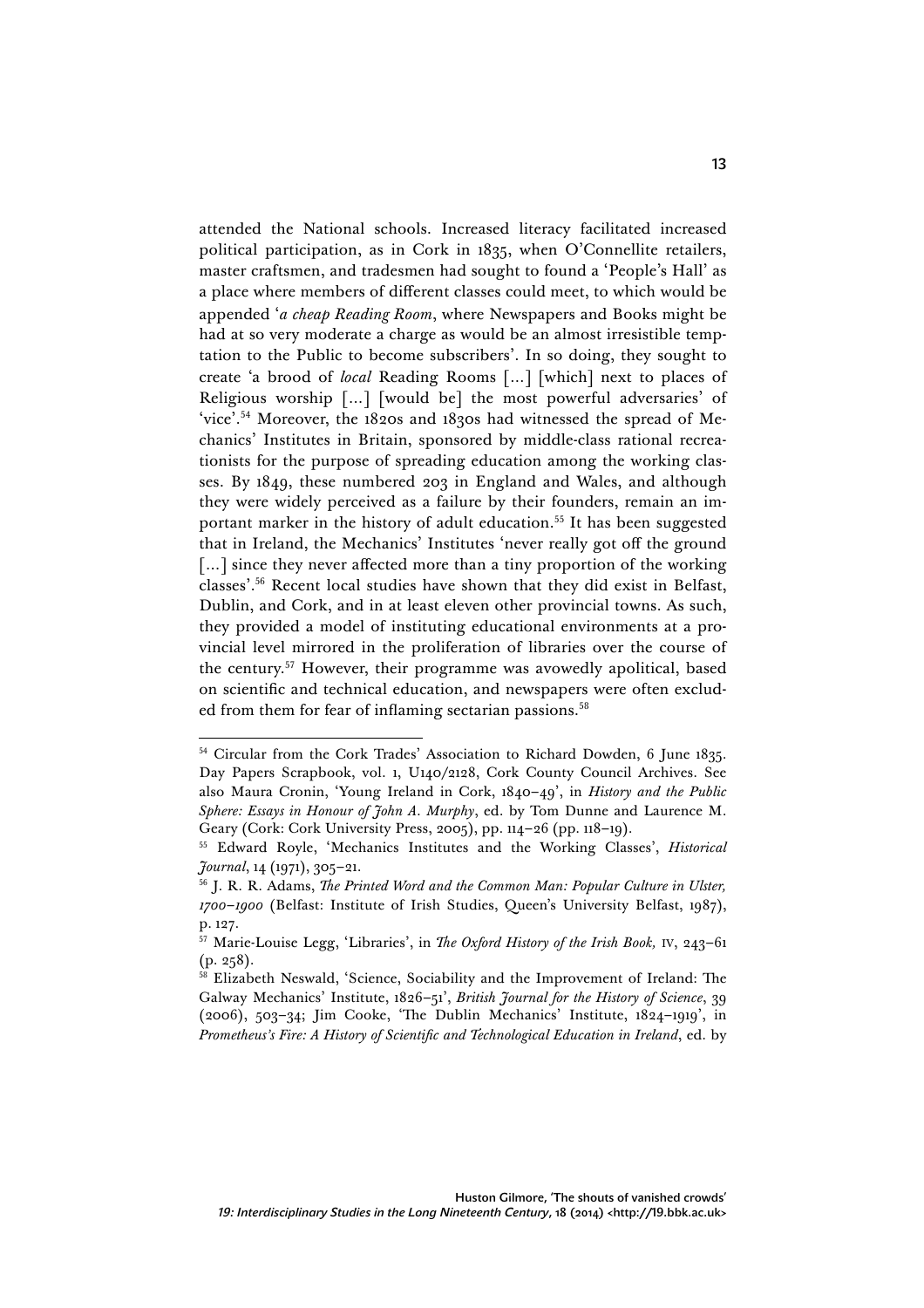attended the National schools. Increased literacy facilitated increased political participation, as in Cork in 1835, when O'Connellite retailers, master craftsmen, and tradesmen had sought to found a 'People's Hall' as a place where members of different classes could meet, to which would be appended '*a cheap Reading Room*, where Newspapers and Books might be had at so very moderate a charge as would be an almost irresistible temptation to the Public to become subscribers'. In so doing, they sought to create 'a brood of *local* Reading Rooms [...] [which] next to places of Religious worship [...] [would be] the most powerful adversaries' of 'vice'.[54] Moreover, the 1820s and 1830s had witnessed the spread of Mechanics' Institutes in Britain, sponsored by middle-class rational recreationists for the purpose of spreading education among the working classes. By 1849, these numbered 203 in England and Wales, and although they were widely perceived as a failure by their founders, remain an important marker in the history of adult education.[55] It has been suggested that in Ireland, the Mechanics' Institutes 'never really got off the ground [...] since they never affected more than a tiny proportion of the working classes'.[56] Recent local studies have shown that they did exist in Belfast, Dublin, and Cork, and in at least eleven other provincial towns. As such, they provided a model of instituting educational environments at a provincial level mirrored in the proliferation of libraries over the course of the century.[57] However, their programme was avowedly apolitical, based on scientific and technical education, and newspapers were often excluded from them for fear of inflaming sectarian passions.[58]

---

[54] Circular from the Cork Trades' Association to Richard Dowden, 6 June 1835. Day Papers Scrapbook, vol. 1, U140/2128, Cork County Council Archives. See also Maura Cronin, 'Young Ireland in Cork, 1840–49', in *History and the Public Sphere: Essays in Honour of John A. Murphy*, ed. by Tom Dunne and Laurence M. Geary (Cork: Cork University Press, 2005), pp. 114–26 (pp. 118–19).

[55] Edward Royle, 'Mechanics Institutes and the Working Classes', *Historical Journal*, 14 (1971), 305–21.

[56] J. R. R. Adams, *The Printed Word and the Common Man: Popular Culture in Ulster, 1700–1900* (Belfast: Institute of Irish Studies, Queen's University Belfast, 1987), p. 127.

[57] Marie-Louise Legg, 'Libraries', in *The Oxford History of the Irish Book,* IV, 243–61 (p. 258).

[58] Elizabeth Neswald, 'Science, Sociability and the Improvement of Ireland: The Galway Mechanics' Institute, 1826–51', *British Journal for the History of Science*, 39 (2006), 503–34; Jim Cooke, 'The Dublin Mechanics' Institute, 1824–1919', in *Prometheus's Fire: A History of Scientific and Technological Education in Ireland*, ed. by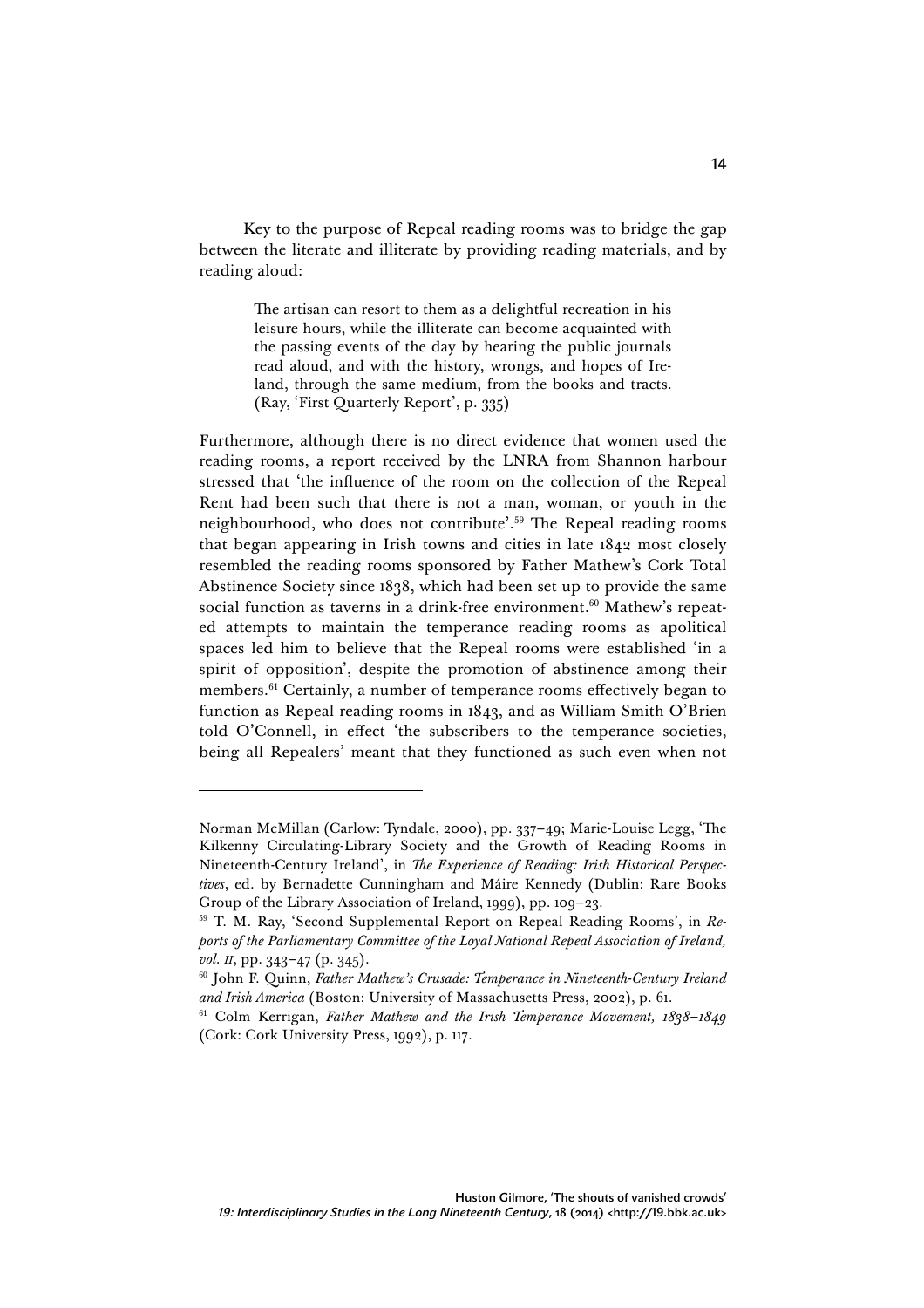Key to the purpose of Repeal reading rooms was to bridge the gap between the literate and illiterate by providing reading materials, and by reading aloud:

> The artisan can resort to them as a delightful recreation in his leisure hours, while the illiterate can become acquainted with the passing events of the day by hearing the public journals read aloud, and with the history, wrongs, and hopes of Ireland, through the same medium, from the books and tracts. (Ray, 'First Quarterly Report', p. 335)

Furthermore, although there is no direct evidence that women used the reading rooms, a report received by the LNRA from Shannon harbour stressed that 'the influence of the room on the collection of the Repeal Rent had been such that there is not a man, woman, or youth in the neighbourhood, who does not contribute'.[59] The Repeal reading rooms that began appearing in Irish towns and cities in late 1842 most closely resembled the reading rooms sponsored by Father Mathew's Cork Total Abstinence Society since 1838, which had been set up to provide the same social function as taverns in a drink-free environment.[60] Mathew's repeated attempts to maintain the temperance reading rooms as apolitical spaces led him to believe that the Repeal rooms were established 'in a spirit of opposition', despite the promotion of abstinence among their members.[61] Certainly, a number of temperance rooms effectively began to function as Repeal reading rooms in 1843, and as William Smith O'Brien told O'Connell, in effect 'the subscribers to the temperance societies, being all Repealers' meant that they functioned as such even when not

---

Norman McMillan (Carlow: Tyndale, 2000), pp. 337–49; Marie-Louise Legg, 'The Kilkenny Circulating-Library Society and the Growth of Reading Rooms in Nineteenth-Century Ireland', in *The Experience of Reading: Irish Historical Perspectives*, ed. by Bernadette Cunningham and Máire Kennedy (Dublin: Rare Books Group of the Library Association of Ireland, 1999), pp. 109–23.

[59] T. M. Ray, 'Second Supplemental Report on Repeal Reading Rooms', in *Reports of the Parliamentary Committee of the Loyal National Repeal Association of Ireland, vol. II*, pp. 343–47 (p. 345).

[60] John F. Quinn, *Father Mathew's Crusade: Temperance in Nineteenth-Century Ireland and Irish America* (Boston: University of Massachusetts Press, 2002), p. 61.

[61] Colm Kerrigan, *Father Mathew and the Irish Temperance Movement, 1838–1849* (Cork: Cork University Press, 1992), p. 117.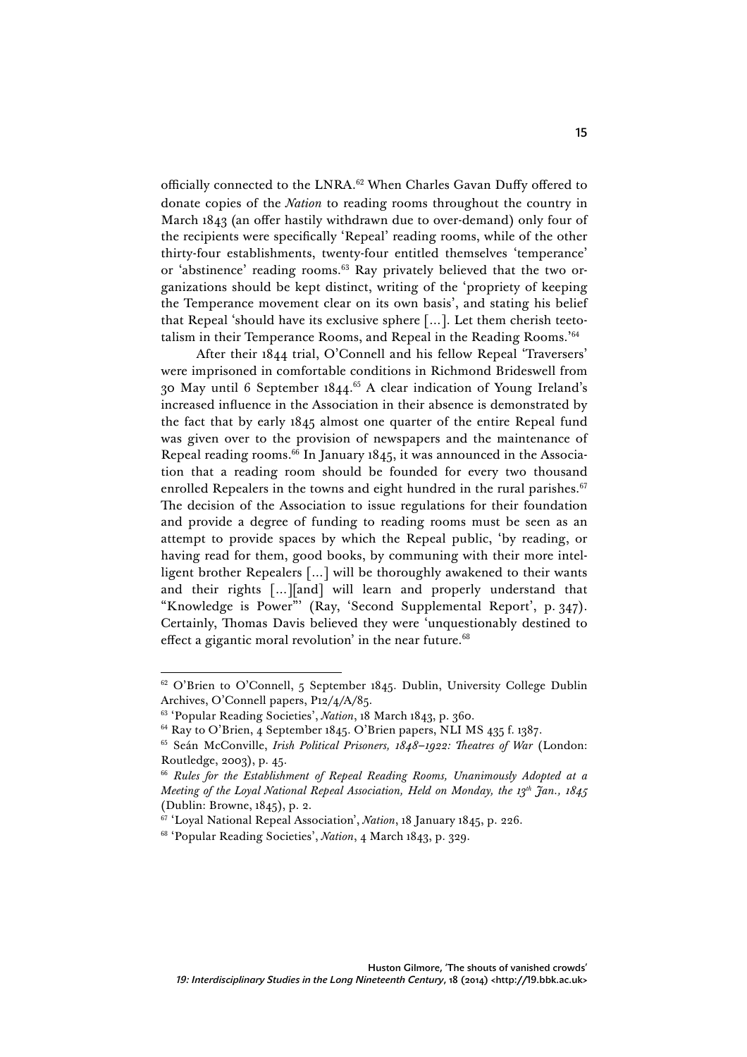officially connected to the LNRA.[62] When Charles Gavan Duffy offered to donate copies of the *Nation* to reading rooms throughout the country in March 1843 (an offer hastily withdrawn due to over-demand) only four of the recipients were specifically 'Repeal' reading rooms, while of the other thirty-four establishments, twenty-four entitled themselves 'temperance' or 'abstinence' reading rooms.[63] Ray privately believed that the two organizations should be kept distinct, writing of the 'propriety of keeping the Temperance movement clear on its own basis', and stating his belief that Repeal 'should have its exclusive sphere [...]. Let them cherish teetotalism in their Temperance Rooms, and Repeal in the Reading Rooms.'[64]

After their 1844 trial, O'Connell and his fellow Repeal 'Traversers' were imprisoned in comfortable conditions in Richmond Brideswell from 30 May until 6 September 1844.[65] A clear indication of Young Ireland's increased influence in the Association in their absence is demonstrated by the fact that by early 1845 almost one quarter of the entire Repeal fund was given over to the provision of newspapers and the maintenance of Repeal reading rooms.[66] In January 1845, it was announced in the Association that a reading room should be founded for every two thousand enrolled Repealers in the towns and eight hundred in the rural parishes.[67] The decision of the Association to issue regulations for their foundation and provide a degree of funding to reading rooms must be seen as an attempt to provide spaces by which the Repeal public, 'by reading, or having read for them, good books, by communing with their more intelligent brother Repealers [...] will be thoroughly awakened to their wants and their rights [...][and] will learn and properly understand that "Knowledge is Power"' (Ray, 'Second Supplemental Report', p. 347). Certainly, Thomas Davis believed they were 'unquestionably destined to effect a gigantic moral revolution' in the near future.[68]

---

[62] O'Brien to O'Connell, 5 September 1845. Dublin, University College Dublin Archives, O'Connell papers, P12/4/A/85.

[63] 'Popular Reading Societies', *Nation*, 18 March 1843, p. 360.

[64] Ray to O'Brien, 4 September 1845. O'Brien papers, NLI MS 435 f. 1387.

[65] Seán McConville, *Irish Political Prisoners, 1848–1922: Theatres of War* (London: Routledge, 2003), p. 45.

[66] *Rules for the Establishment of Repeal Reading Rooms, Unanimously Adopted at a Meeting of the Loyal National Repeal Association, Held on Monday, the 13th Jan., 1845* (Dublin: Browne, 1845), p. 2.

[67] 'Loyal National Repeal Association', *Nation*, 18 January 1845, p. 226.

[68] 'Popular Reading Societies', *Nation*, 4 March 1843, p. 329.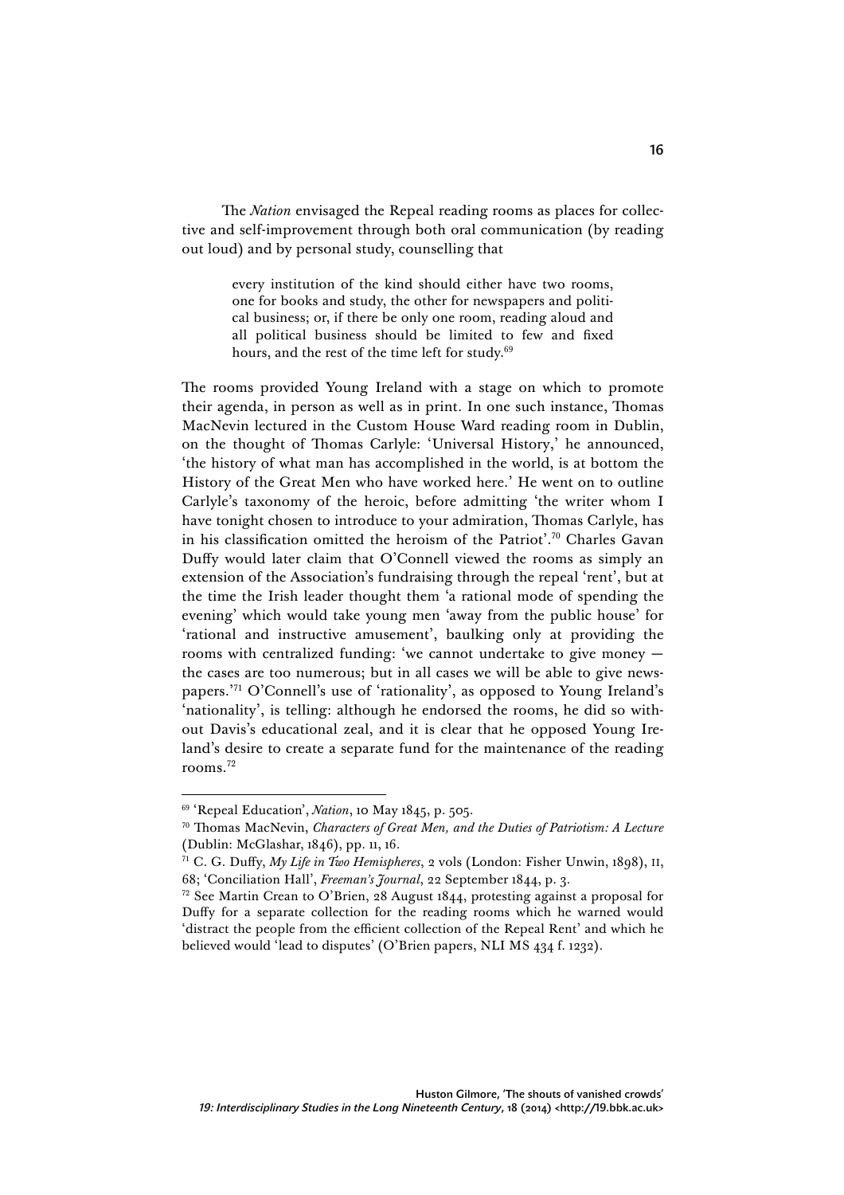The *Nation* envisaged the Repeal reading rooms as places for collective and self-improvement through both oral communication (by reading out loud) and by personal study, counselling that

> every institution of the kind should either have two rooms, one for books and study, the other for newspapers and political business; or, if there be only one room, reading aloud and all political business should be limited to few and fixed hours, and the rest of the time left for study.[69]

The rooms provided Young Ireland with a stage on which to promote their agenda, in person as well as in print. In one such instance, Thomas MacNevin lectured in the Custom House Ward reading room in Dublin, on the thought of Thomas Carlyle: 'Universal History,' he announced, 'the history of what man has accomplished in the world, is at bottom the History of the Great Men who have worked here.' He went on to outline Carlyle's taxonomy of the heroic, before admitting 'the writer whom I have tonight chosen to introduce to your admiration, Thomas Carlyle, has in his classification omitted the heroism of the Patriot'.[70] Charles Gavan Duffy would later claim that O'Connell viewed the rooms as simply an extension of the Association's fundraising through the repeal 'rent', but at the time the Irish leader thought them 'a rational mode of spending the evening' which would take young men 'away from the public house' for 'rational and instructive amusement', baulking only at providing the rooms with centralized funding: 'we cannot undertake to give money — the cases are too numerous; but in all cases we will be able to give newspapers.'[71] O'Connell's use of 'rationality', as opposed to Young Ireland's 'nationality', is telling: although he endorsed the rooms, he did so without Davis's educational zeal, and it is clear that he opposed Young Ireland's desire to create a separate fund for the maintenance of the reading rooms.[72]

---

[69] 'Repeal Education', *Nation*, 10 May 1845, p. 505.

[70] Thomas MacNevin, *Characters of Great Men, and the Duties of Patriotism: A Lecture* (Dublin: McGlashar, 1846), pp. 11, 16.

[71] C. G. Duffy, *My Life in Two Hemispheres*, 2 vols (London: Fisher Unwin, 1898), II, 68; 'Conciliation Hall', *Freeman's Journal*, 22 September 1844, p. 3.

[72] See Martin Crean to O'Brien, 28 August 1844, protesting against a proposal for Duffy for a separate collection for the reading rooms which he warned would 'distract the people from the efficient collection of the Repeal Rent' and which he believed would 'lead to disputes' (O'Brien papers, NLI MS 434 f. 1232).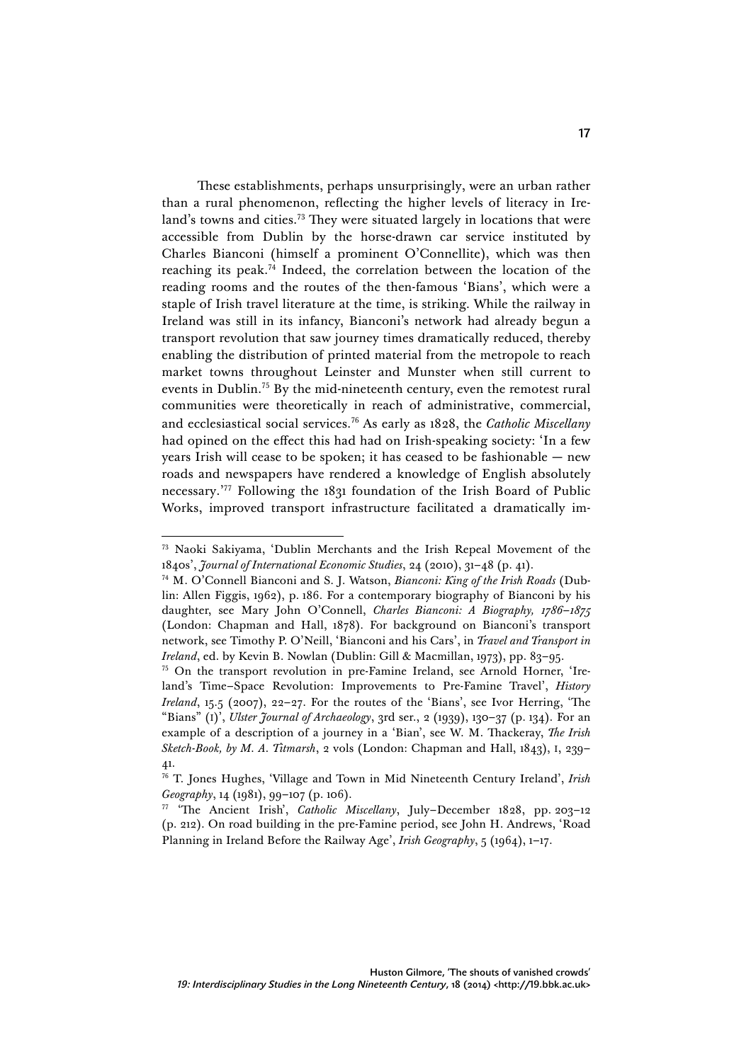These establishments, perhaps unsurprisingly, were an urban rather than a rural phenomenon, reflecting the higher levels of literacy in Ireland's towns and cities.[73] They were situated largely in locations that were accessible from Dublin by the horse-drawn car service instituted by Charles Bianconi (himself a prominent O'Connellite), which was then reaching its peak.[74] Indeed, the correlation between the location of the reading rooms and the routes of the then-famous 'Bians', which were a staple of Irish travel literature at the time, is striking. While the railway in Ireland was still in its infancy, Bianconi's network had already begun a transport revolution that saw journey times dramatically reduced, thereby enabling the distribution of printed material from the metropole to reach market towns throughout Leinster and Munster when still current to events in Dublin.[75] By the mid-nineteenth century, even the remotest rural communities were theoretically in reach of administrative, commercial, and ecclesiastical social services.[76] As early as 1828, the *Catholic Miscellany* had opined on the effect this had had on Irish-speaking society: 'In a few years Irish will cease to be spoken; it has ceased to be fashionable — new roads and newspapers have rendered a knowledge of English absolutely necessary.'[77] Following the 1831 foundation of the Irish Board of Public Works, improved transport infrastructure facilitated a dramatically im-

---

[73] Naoki Sakiyama, 'Dublin Merchants and the Irish Repeal Movement of the 1840s', *Journal of International Economic Studies*, 24 (2010), 31–48 (p. 41).

[74] M. O'Connell Bianconi and S. J. Watson, *Bianconi: King of the Irish Roads* (Dublin: Allen Figgis, 1962), p. 186. For a contemporary biography of Bianconi by his daughter, see Mary John O'Connell, *Charles Bianconi: A Biography, 1786–1875* (London: Chapman and Hall, 1878). For background on Bianconi's transport network, see Timothy P. O'Neill, 'Bianconi and his Cars', in *Travel and Transport in Ireland*, ed. by Kevin B. Nowlan (Dublin: Gill & Macmillan, 1973), pp. 83–95.

[75] On the transport revolution in pre-Famine Ireland, see Arnold Horner, 'Ireland's Time–Space Revolution: Improvements to Pre-Famine Travel', *History Ireland*, 15.5 (2007), 22–27. For the routes of the 'Bians', see Ivor Herring, 'The "Bians" (I)', *Ulster Journal of Archaeology*, 3rd ser., 2 (1939), 130–37 (p. 134). For an example of a description of a journey in a 'Bian', see W. M. Thackeray, *The Irish Sketch-Book, by M. A. Titmarsh*, 2 vols (London: Chapman and Hall, 1843), I, 239–41.

[76] T. Jones Hughes, 'Village and Town in Mid Nineteenth Century Ireland', *Irish Geography*, 14 (1981), 99–107 (p. 106).

[77] 'The Ancient Irish', *Catholic Miscellany*, July–December 1828, pp. 203–12 (p. 212). On road building in the pre-Famine period, see John H. Andrews, 'Road Planning in Ireland Before the Railway Age', *Irish Geography*, 5 (1964), 1–17.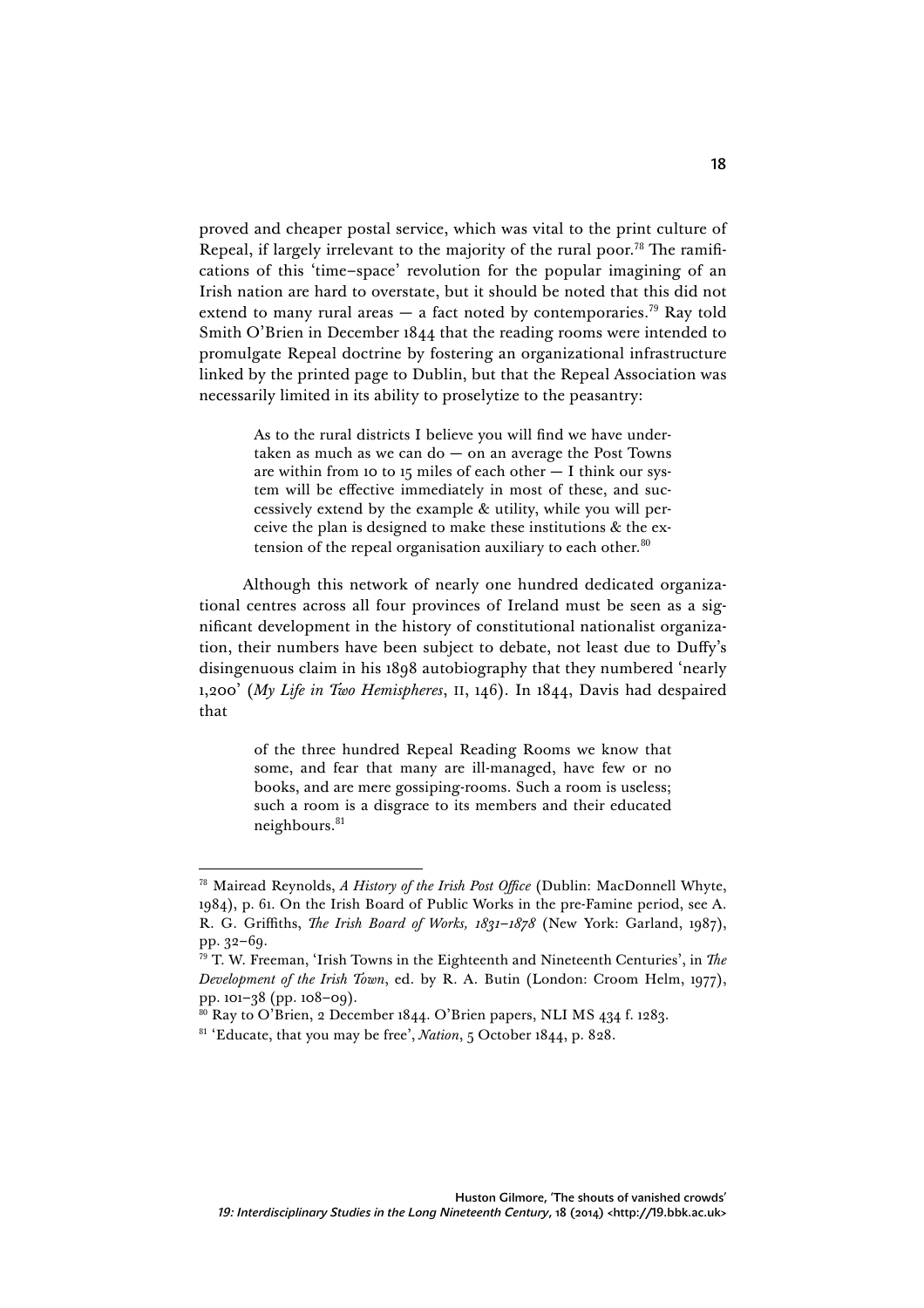proved and cheaper postal service, which was vital to the print culture of Repeal, if largely irrelevant to the majority of the rural poor.[78] The ramifications of this 'time–space' revolution for the popular imagining of an Irish nation are hard to overstate, but it should be noted that this did not extend to many rural areas — a fact noted by contemporaries.[79] Ray told Smith O'Brien in December 1844 that the reading rooms were intended to promulgate Repeal doctrine by fostering an organizational infrastructure linked by the printed page to Dublin, but that the Repeal Association was necessarily limited in its ability to proselytize to the peasantry:

> As to the rural districts I believe you will find we have undertaken as much as we can do — on an average the Post Towns are within from 10 to 15 miles of each other — I think our system will be effective immediately in most of these, and successively extend by the example & utility, while you will perceive the plan is designed to make these institutions & the extension of the repeal organisation auxiliary to each other.[80]

Although this network of nearly one hundred dedicated organizational centres across all four provinces of Ireland must be seen as a significant development in the history of constitutional nationalist organization, their numbers have been subject to debate, not least due to Duffy's disingenuous claim in his 1898 autobiography that they numbered 'nearly 1,200' (*My Life in Two Hemispheres*, II, 146). In 1844, Davis had despaired that

> of the three hundred Repeal Reading Rooms we know that some, and fear that many are ill-managed, have few or no books, and are mere gossiping-rooms. Such a room is useless; such a room is a disgrace to its members and their educated neighbours.[81]

---

[78] Mairead Reynolds, *A History of the Irish Post Office* (Dublin: MacDonnell Whyte, 1984), p. 61. On the Irish Board of Public Works in the pre-Famine period, see A. R. G. Griffiths, *The Irish Board of Works, 1831–1878* (New York: Garland, 1987), pp. 32–69.

[79] T. W. Freeman, 'Irish Towns in the Eighteenth and Nineteenth Centuries', in *The Development of the Irish Town*, ed. by R. A. Butin (London: Croom Helm, 1977), pp. 101–38 (pp. 108–09).

[80] Ray to O'Brien, 2 December 1844. O'Brien papers, NLI MS 434 f. 1283.

[81] 'Educate, that you may be free', *Nation*, 5 October 1844, p. 828.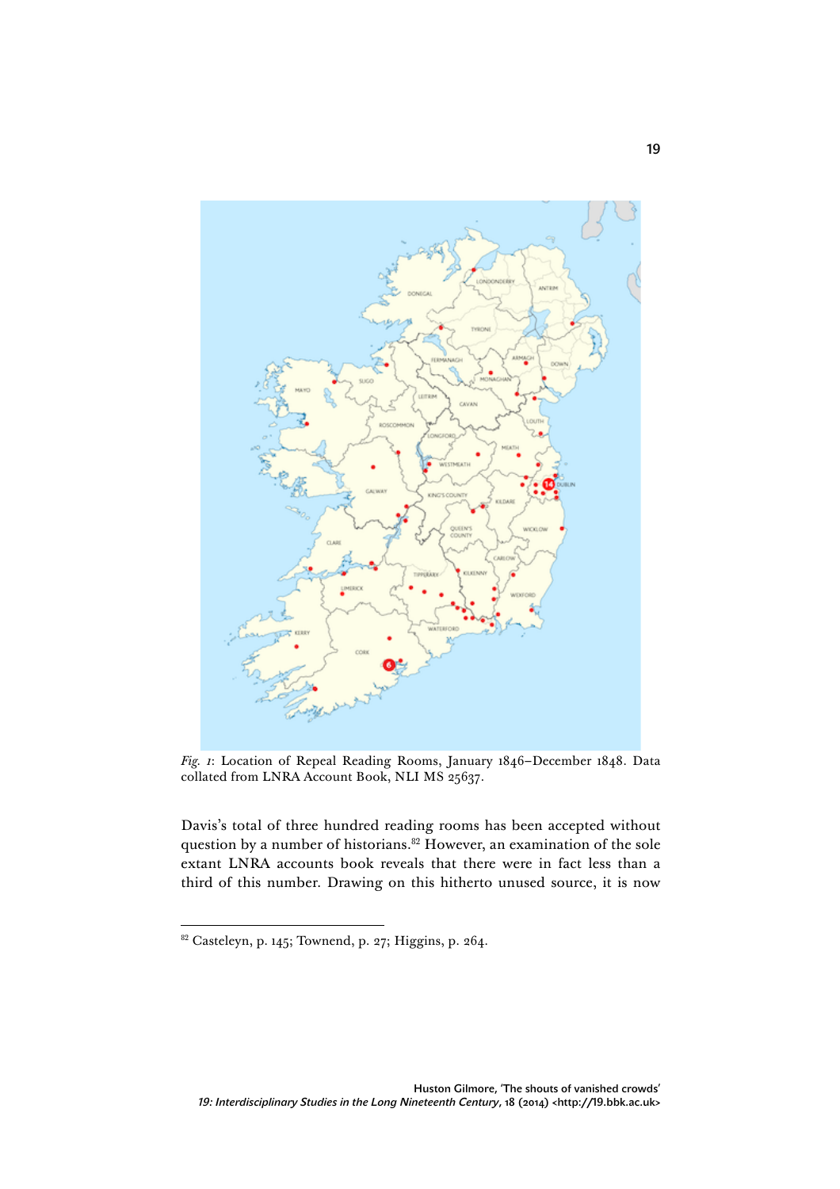*Fig. 1*: Location of Repeal Reading Rooms, January 1846–December 1848. Data collated from LNRA Account Book, NLI MS 25637.

Davis's total of three hundred reading rooms has been accepted without question by a number of historians.[82] However, an examination of the sole extant LNRA accounts book reveals that there were in fact less than a third of this number. Drawing on this hitherto unused source, it is now

[82] Casteleyn, p. 145; Townend, p. 27; Higgins, p. 264.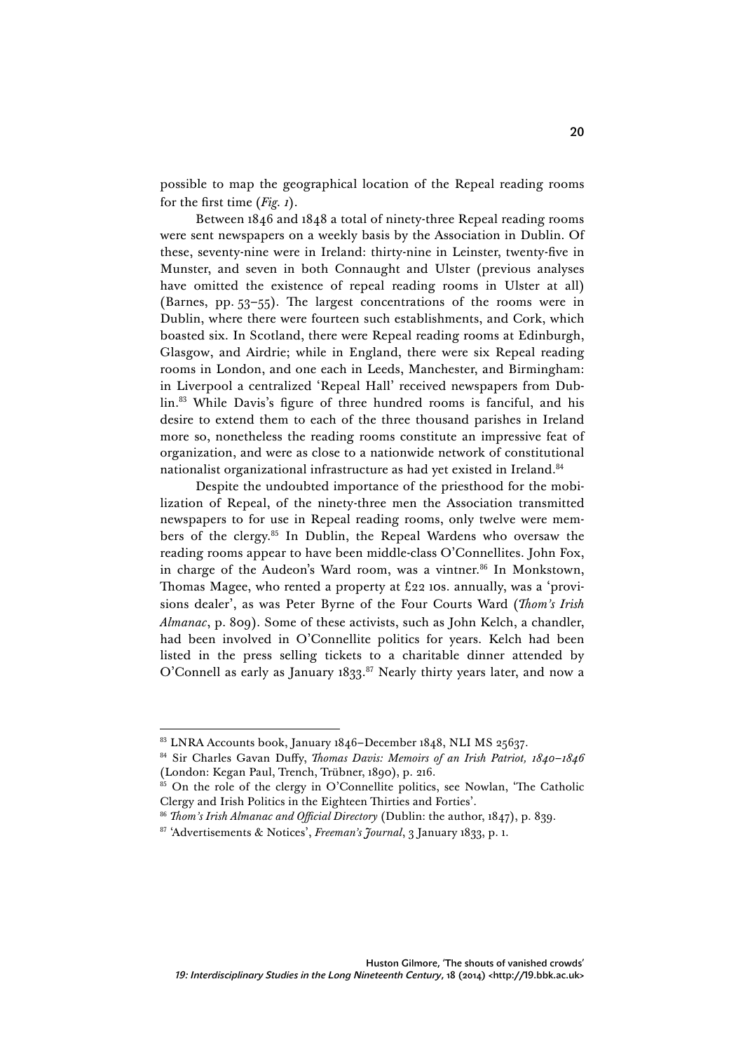possible to map the geographical location of the Repeal reading rooms for the first time (*Fig. 1*).

Between 1846 and 1848 a total of ninety-three Repeal reading rooms were sent newspapers on a weekly basis by the Association in Dublin. Of these, seventy-nine were in Ireland: thirty-nine in Leinster, twenty-five in Munster, and seven in both Connaught and Ulster (previous analyses have omitted the existence of repeal reading rooms in Ulster at all) (Barnes, pp. 53–55). The largest concentrations of the rooms were in Dublin, where there were fourteen such establishments, and Cork, which boasted six. In Scotland, there were Repeal reading rooms at Edinburgh, Glasgow, and Airdrie; while in England, there were six Repeal reading rooms in London, and one each in Leeds, Manchester, and Birmingham: in Liverpool a centralized 'Repeal Hall' received newspapers from Dublin.[83] While Davis's figure of three hundred rooms is fanciful, and his desire to extend them to each of the three thousand parishes in Ireland more so, nonetheless the reading rooms constitute an impressive feat of organization, and were as close to a nationwide network of constitutional nationalist organizational infrastructure as had yet existed in Ireland.[84]

Despite the undoubted importance of the priesthood for the mobilization of Repeal, of the ninety-three men the Association transmitted newspapers to for use in Repeal reading rooms, only twelve were members of the clergy.[85] In Dublin, the Repeal Wardens who oversaw the reading rooms appear to have been middle-class O'Connellites. John Fox, in charge of the Audeon's Ward room, was a vintner.[86] In Monkstown, Thomas Magee, who rented a property at £22 10s. annually, was a 'provisions dealer', as was Peter Byrne of the Four Courts Ward (*Thom's Irish Almanac*, p. 809). Some of these activists, such as John Kelch, a chandler, had been involved in O'Connellite politics for years. Kelch had been listed in the press selling tickets to a charitable dinner attended by O'Connell as early as January 1833.[87] Nearly thirty years later, and now a

---

[83] LNRA Accounts book, January 1846–December 1848, NLI MS 25637.

[84] Sir Charles Gavan Duffy, *Thomas Davis: Memoirs of an Irish Patriot, 1840–1846* (London: Kegan Paul, Trench, Trübner, 1890), p. 216.

[85] On the role of the clergy in O'Connellite politics, see Nowlan, 'The Catholic Clergy and Irish Politics in the Eighteen Thirties and Forties'.

[86] *Thom's Irish Almanac and Official Directory* (Dublin: the author, 1847), p. 839.

[87] 'Advertisements & Notices', *Freeman's Journal*, 3 January 1833, p. 1.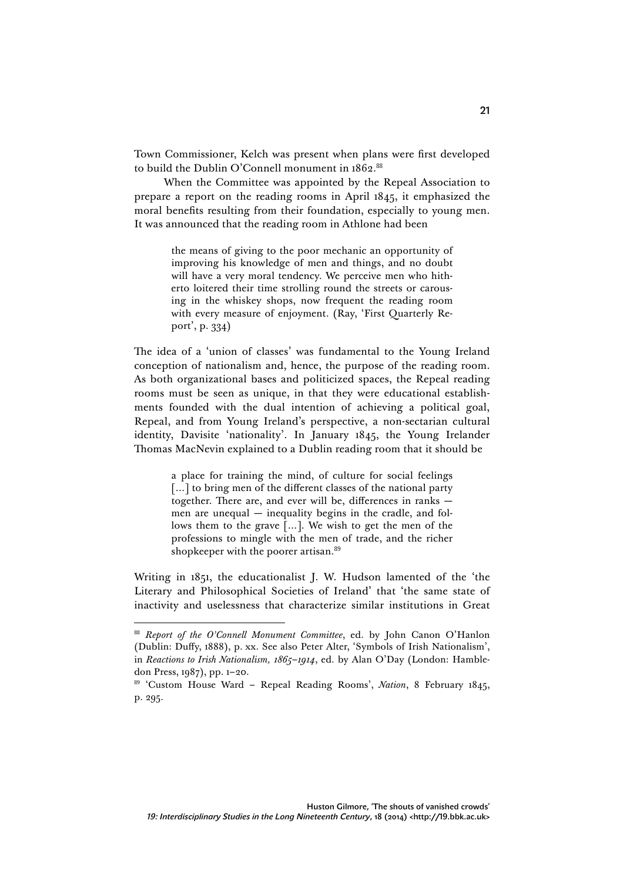Town Commissioner, Kelch was present when plans were first developed to build the Dublin O'Connell monument in 1862.[88]

When the Committee was appointed by the Repeal Association to prepare a report on the reading rooms in April 1845, it emphasized the moral benefits resulting from their foundation, especially to young men. It was announced that the reading room in Athlone had been

> the means of giving to the poor mechanic an opportunity of improving his knowledge of men and things, and no doubt will have a very moral tendency. We perceive men who hitherto loitered their time strolling round the streets or carousing in the whiskey shops, now frequent the reading room with every measure of enjoyment. (Ray, 'First Quarterly Report', p. 334)

The idea of a 'union of classes' was fundamental to the Young Ireland conception of nationalism and, hence, the purpose of the reading room. As both organizational bases and politicized spaces, the Repeal reading rooms must be seen as unique, in that they were educational establishments founded with the dual intention of achieving a political goal, Repeal, and from Young Ireland's perspective, a non-sectarian cultural identity, Davisite 'nationality'. In January 1845, the Young Irelander Thomas MacNevin explained to a Dublin reading room that it should be

> a place for training the mind, of culture for social feelings [...] to bring men of the different classes of the national party together. There are, and ever will be, differences in ranks — men are unequal — inequality begins in the cradle, and follows them to the grave [...]. We wish to get the men of the professions to mingle with the men of trade, and the richer shopkeeper with the poorer artisan.[89]

Writing in 1851, the educationalist J. W. Hudson lamented of the 'the Literary and Philosophical Societies of Ireland' that 'the same state of inactivity and uselessness that characterize similar institutions in Great

---

[88] *Report of the O'Connell Monument Committee*, ed. by John Canon O'Hanlon (Dublin: Duffy, 1888), p. xx. See also Peter Alter, 'Symbols of Irish Nationalism', in *Reactions to Irish Nationalism, 1865–1914*, ed. by Alan O'Day (London: Hambledon Press, 1987), pp. 1–20.

[89] 'Custom House Ward – Repeal Reading Rooms', *Nation*, 8 February 1845, p. 295.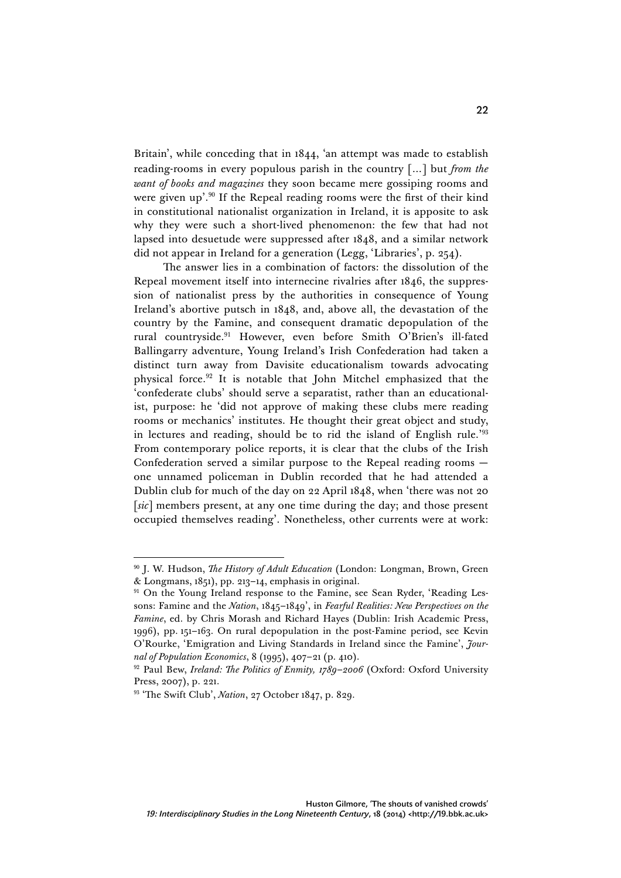Britain', while conceding that in 1844, 'an attempt was made to establish reading-rooms in every populous parish in the country [...] but *from the want of books and magazines* they soon became mere gossiping rooms and were given up'.[90] If the Repeal reading rooms were the first of their kind in constitutional nationalist organization in Ireland, it is apposite to ask why they were such a short-lived phenomenon: the few that had not lapsed into desuetude were suppressed after 1848, and a similar network did not appear in Ireland for a generation (Legg, 'Libraries', p. 254).

The answer lies in a combination of factors: the dissolution of the Repeal movement itself into internecine rivalries after 1846, the suppression of nationalist press by the authorities in consequence of Young Ireland's abortive putsch in 1848, and, above all, the devastation of the country by the Famine, and consequent dramatic depopulation of the rural countryside.[91] However, even before Smith O'Brien's ill-fated Ballingarry adventure, Young Ireland's Irish Confederation had taken a distinct turn away from Davisite educationalism towards advocating physical force.[92] It is notable that John Mitchel emphasized that the 'confederate clubs' should serve a separatist, rather than an educationalist, purpose: he 'did not approve of making these clubs mere reading rooms or mechanics' institutes. He thought their great object and study, in lectures and reading, should be to rid the island of English rule.'[93] From contemporary police reports, it is clear that the clubs of the Irish Confederation served a similar purpose to the Repeal reading rooms — one unnamed policeman in Dublin recorded that he had attended a Dublin club for much of the day on 22 April 1848, when 'there was not 20 [*sic*] members present, at any one time during the day; and those present occupied themselves reading'. Nonetheless, other currents were at work:

---

[90] J. W. Hudson, *The History of Adult Education* (London: Longman, Brown, Green & Longmans, 1851), pp. 213–14, emphasis in original.

[91] On the Young Ireland response to the Famine, see Sean Ryder, 'Reading Lessons: Famine and the *Nation*, 1845–1849', in *Fearful Realities: New Perspectives on the Famine*, ed. by Chris Morash and Richard Hayes (Dublin: Irish Academic Press, 1996), pp. 151–163. On rural depopulation in the post-Famine period, see Kevin O'Rourke, 'Emigration and Living Standards in Ireland since the Famine', *Journal of Population Economics*, 8 (1995), 407–21 (p. 410).

[92] Paul Bew, *Ireland: The Politics of Enmity, 1789–2006* (Oxford: Oxford University Press, 2007), p. 221.

[93] 'The Swift Club', *Nation*, 27 October 1847, p. 829.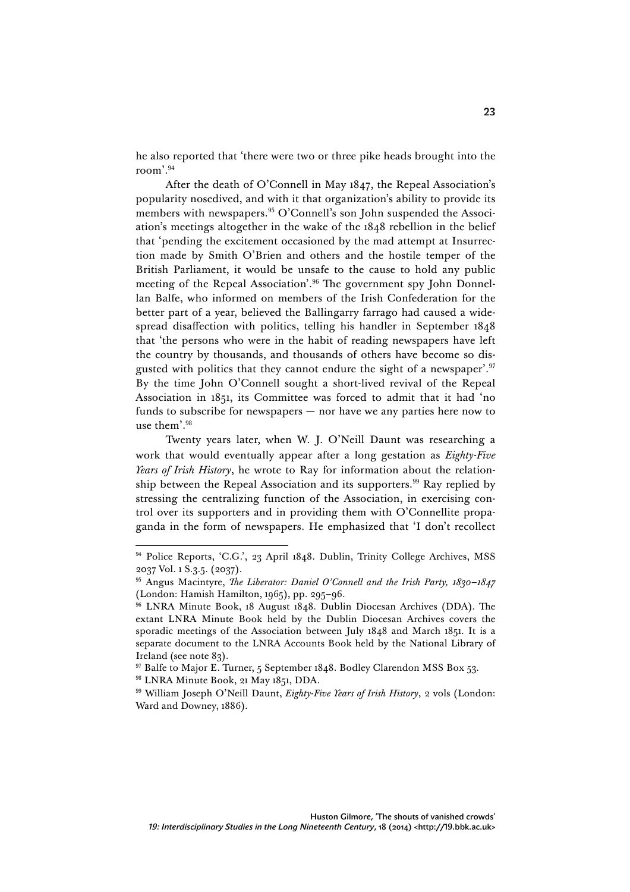he also reported that 'there were two or three pike heads brought into the room'.[94]

After the death of O'Connell in May 1847, the Repeal Association's popularity nosedived, and with it that organization's ability to provide its members with newspapers.[95] O'Connell's son John suspended the Association's meetings altogether in the wake of the 1848 rebellion in the belief that 'pending the excitement occasioned by the mad attempt at Insurrection made by Smith O'Brien and others and the hostile temper of the British Parliament, it would be unsafe to the cause to hold any public meeting of the Repeal Association'.[96] The government spy John Donnellan Balfe, who informed on members of the Irish Confederation for the better part of a year, believed the Ballingarry farrago had caused a widespread disaffection with politics, telling his handler in September 1848 that 'the persons who were in the habit of reading newspapers have left the country by thousands, and thousands of others have become so disgusted with politics that they cannot endure the sight of a newspaper'.[97] By the time John O'Connell sought a short-lived revival of the Repeal Association in 1851, its Committee was forced to admit that it had 'no funds to subscribe for newspapers — nor have we any parties here now to use them'.[98]

Twenty years later, when W. J. O'Neill Daunt was researching a work that would eventually appear after a long gestation as *Eighty-Five Years of Irish History*, he wrote to Ray for information about the relationship between the Repeal Association and its supporters.[99] Ray replied by stressing the centralizing function of the Association, in exercising control over its supporters and in providing them with O'Connellite propaganda in the form of newspapers. He emphasized that 'I don't recollect

---

[94] Police Reports, 'C.G.', 23 April 1848. Dublin, Trinity College Archives, MSS 2037 Vol. 1 S.3.5. (2037).

[95] Angus Macintyre, *The Liberator: Daniel O'Connell and the Irish Party, 1830–1847* (London: Hamish Hamilton, 1965), pp. 295–96.

[96] LNRA Minute Book, 18 August 1848. Dublin Diocesan Archives (DDA). The extant LNRA Minute Book held by the Dublin Diocesan Archives covers the sporadic meetings of the Association between July 1848 and March 1851. It is a separate document to the LNRA Accounts Book held by the National Library of Ireland (see note 83).

[97] Balfe to Major E. Turner, 5 September 1848. Bodley Clarendon MSS Box 53.

[98] LNRA Minute Book, 21 May 1851, DDA.

[99] William Joseph O'Neill Daunt, *Eighty-Five Years of Irish History*, 2 vols (London: Ward and Downey, 1886).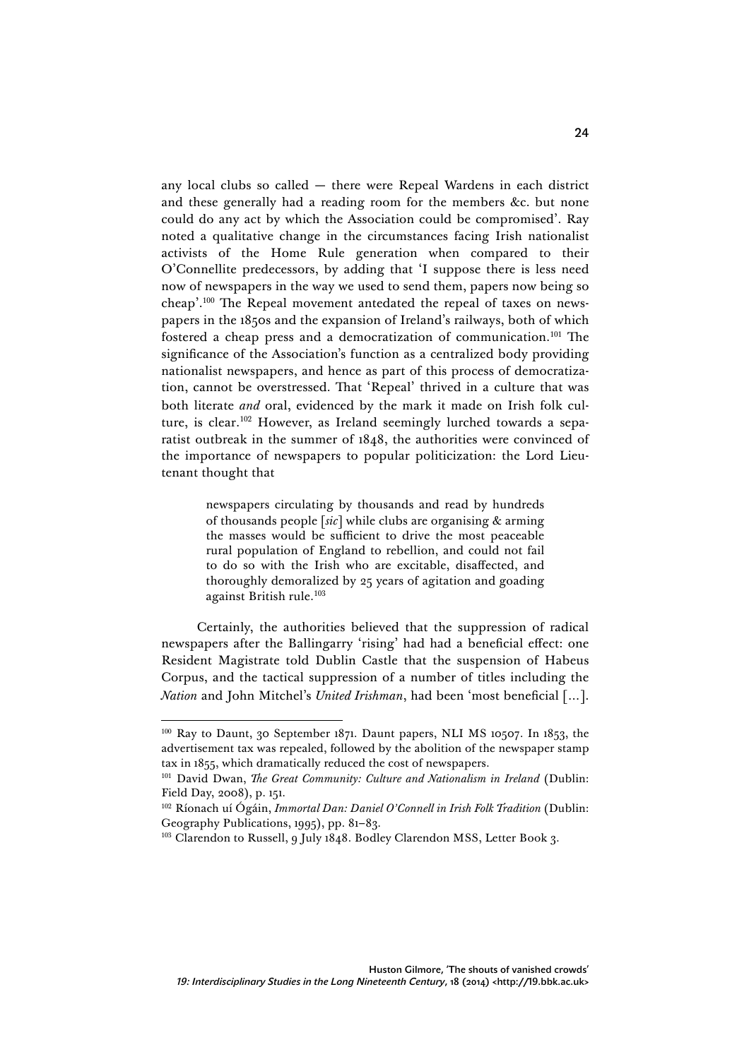any local clubs so called — there were Repeal Wardens in each district and these generally had a reading room for the members &c. but none could do any act by which the Association could be compromised'. Ray noted a qualitative change in the circumstances facing Irish nationalist activists of the Home Rule generation when compared to their O'Connellite predecessors, by adding that 'I suppose there is less need now of newspapers in the way we used to send them, papers now being so cheap'.[100] The Repeal movement antedated the repeal of taxes on newspapers in the 1850s and the expansion of Ireland's railways, both of which fostered a cheap press and a democratization of communication.[101] The significance of the Association's function as a centralized body providing nationalist newspapers, and hence as part of this process of democratization, cannot be overstressed. That 'Repeal' thrived in a culture that was both literate *and* oral, evidenced by the mark it made on Irish folk culture, is clear.[102] However, as Ireland seemingly lurched towards a separatist outbreak in the summer of 1848, the authorities were convinced of the importance of newspapers to popular politicization: the Lord Lieutenant thought that

> newspapers circulating by thousands and read by hundreds of thousands people [*sic*] while clubs are organising & arming the masses would be sufficient to drive the most peaceable rural population of England to rebellion, and could not fail to do so with the Irish who are excitable, disaffected, and thoroughly demoralized by 25 years of agitation and goading against British rule.[103]

Certainly, the authorities believed that the suppression of radical newspapers after the Ballingarry 'rising' had had a beneficial effect: one Resident Magistrate told Dublin Castle that the suspension of Habeus Corpus, and the tactical suppression of a number of titles including the *Nation* and John Mitchel's *United Irishman*, had been 'most beneficial [...].

---

[100] Ray to Daunt, 30 September 1871. Daunt papers, NLI MS 10507. In 1853, the advertisement tax was repealed, followed by the abolition of the newspaper stamp tax in 1855, which dramatically reduced the cost of newspapers.

[101] David Dwan, *The Great Community: Culture and Nationalism in Ireland* (Dublin: Field Day, 2008), p. 151.

[102] Ríonach uí Ógáin, *Immortal Dan: Daniel O'Connell in Irish Folk Tradition* (Dublin: Geography Publications, 1995), pp. 81–83.

[103] Clarendon to Russell, 9 July 1848. Bodley Clarendon MSS, Letter Book 3.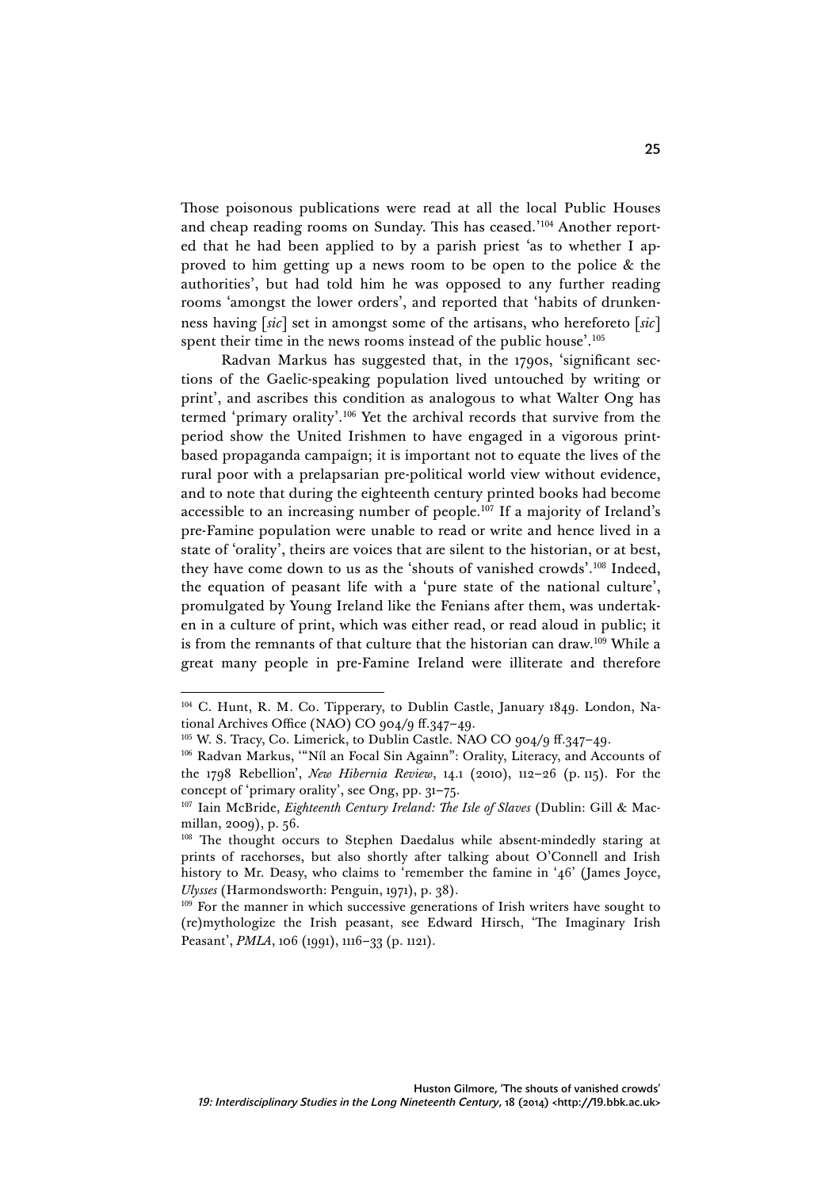Those poisonous publications were read at all the local Public Houses and cheap reading rooms on Sunday. This has ceased.'[104] Another reported that he had been applied to by a parish priest 'as to whether I approved to him getting up a news room to be open to the police & the authorities', but had told him he was opposed to any further reading rooms 'amongst the lower orders', and reported that 'habits of drunkenness having [*sic*] set in amongst some of the artisans, who hereforeto [*sic*] spent their time in the news rooms instead of the public house'.[105]

Radvan Markus has suggested that, in the 1790s, 'significant sections of the Gaelic-speaking population lived untouched by writing or print', and ascribes this condition as analogous to what Walter Ong has termed 'primary orality'.[106] Yet the archival records that survive from the period show the United Irishmen to have engaged in a vigorous print-based propaganda campaign; it is important not to equate the lives of the rural poor with a prelapsarian pre-political world view without evidence, and to note that during the eighteenth century printed books had become accessible to an increasing number of people.[107] If a majority of Ireland's pre-Famine population were unable to read or write and hence lived in a state of 'orality', theirs are voices that are silent to the historian, or at best, they have come down to us as the 'shouts of vanished crowds'.[108] Indeed, the equation of peasant life with a 'pure state of the national culture', promulgated by Young Ireland like the Fenians after them, was undertaken in a culture of print, which was either read, or read aloud in public; it is from the remnants of that culture that the historian can draw.[109] While a great many people in pre-Famine Ireland were illiterate and therefore

---

[104] C. Hunt, R. M. Co. Tipperary, to Dublin Castle, January 1849. London, National Archives Office (NAO) CO 904/9 ff.347–49.

[105] W. S. Tracy, Co. Limerick, to Dublin Castle. NAO CO 904/9 ff.347–49.

[106] Radvan Markus, '"Níl an Focal Sin Againn": Orality, Literacy, and Accounts of the 1798 Rebellion', *New Hibernia Review*, 14.1 (2010), 112–26 (p. 115). For the concept of 'primary orality', see Ong, pp. 31–75.

[107] Iain McBride, *Eighteenth Century Ireland: The Isle of Slaves* (Dublin: Gill & Macmillan, 2009), p. 56.

[108] The thought occurs to Stephen Daedalus while absent-mindedly staring at prints of racehorses, but also shortly after talking about O'Connell and Irish history to Mr. Deasy, who claims to 'remember the famine in '46' (James Joyce, *Ulysses* (Harmondsworth: Penguin, 1971), p. 38).

[109] For the manner in which successive generations of Irish writers have sought to (re)mythologize the Irish peasant, see Edward Hirsch, 'The Imaginary Irish Peasant', *PMLA*, 106 (1991), 1116–33 (p. 1121).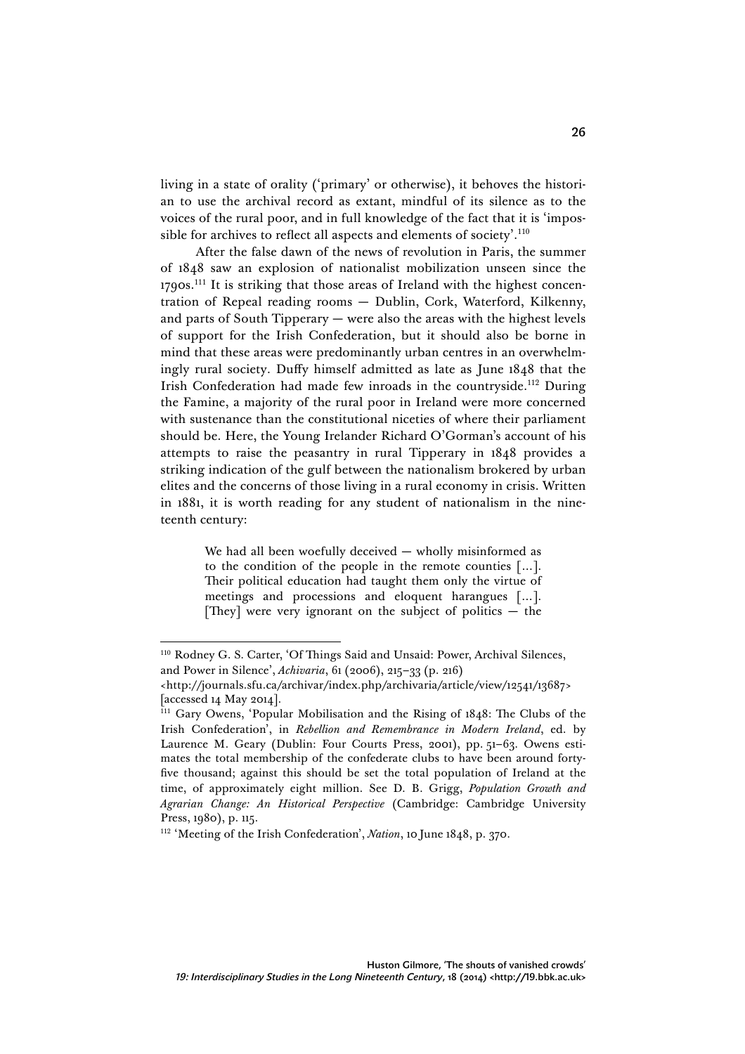living in a state of orality ('primary' or otherwise), it behoves the historian to use the archival record as extant, mindful of its silence as to the voices of the rural poor, and in full knowledge of the fact that it is 'impossible for archives to reflect all aspects and elements of society'.[110]

After the false dawn of the news of revolution in Paris, the summer of 1848 saw an explosion of nationalist mobilization unseen since the 1790s.[111] It is striking that those areas of Ireland with the highest concentration of Repeal reading rooms — Dublin, Cork, Waterford, Kilkenny, and parts of South Tipperary — were also the areas with the highest levels of support for the Irish Confederation, but it should also be borne in mind that these areas were predominantly urban centres in an overwhelmingly rural society. Duffy himself admitted as late as June 1848 that the Irish Confederation had made few inroads in the countryside.[112] During the Famine, a majority of the rural poor in Ireland were more concerned with sustenance than the constitutional niceties of where their parliament should be. Here, the Young Irelander Richard O'Gorman's account of his attempts to raise the peasantry in rural Tipperary in 1848 provides a striking indication of the gulf between the nationalism brokered by urban elites and the concerns of those living in a rural economy in crisis. Written in 1881, it is worth reading for any student of nationalism in the nineteenth century:

> We had all been woefully deceived — wholly misinformed as to the condition of the people in the remote counties [...]. Their political education had taught them only the virtue of meetings and processions and eloquent harangues [...]. [They] were very ignorant on the subject of politics — the

---

[110] Rodney G. S. Carter, 'Of Things Said and Unsaid: Power, Archival Silences, and Power in Silence', *Achivaria*, 61 (2006), 215–33 (p. 216) <http://journals.sfu.ca/archivar/index.php/archivaria/article/view/12541/13687> [accessed 14 May 2014].

[111] Gary Owens, 'Popular Mobilisation and the Rising of 1848: The Clubs of the Irish Confederation', in *Rebellion and Remembrance in Modern Ireland*, ed. by Laurence M. Geary (Dublin: Four Courts Press, 2001), pp. 51–63. Owens estimates the total membership of the confederate clubs to have been around forty-five thousand; against this should be set the total population of Ireland at the time, of approximately eight million. See D. B. Grigg, *Population Growth and Agrarian Change: An Historical Perspective* (Cambridge: Cambridge University Press, 1980), p. 115.

[112] 'Meeting of the Irish Confederation', *Nation*, 10 June 1848, p. 370.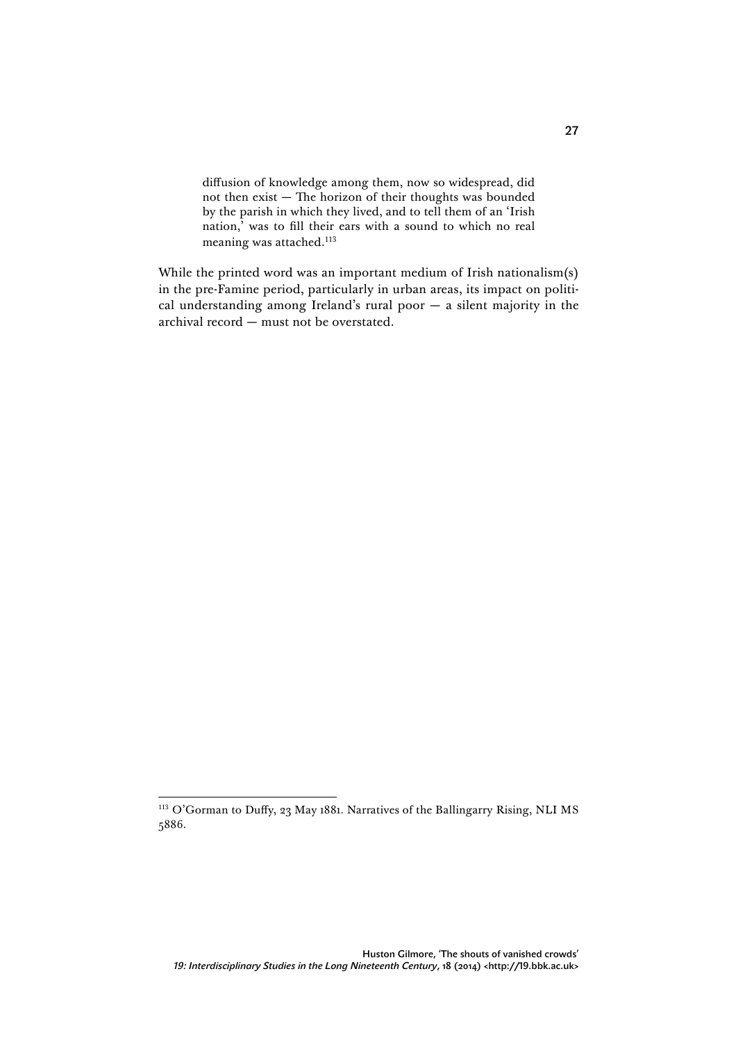> diffusion of knowledge among them, now so widespread, did not then exist — The horizon of their thoughts was bounded by the parish in which they lived, and to tell them of an 'Irish nation,' was to fill their ears with a sound to which no real meaning was attached.[113]

While the printed word was an important medium of Irish nationalism(s) in the pre-Famine period, particularly in urban areas, its impact on political understanding among Ireland's rural poor — a silent majority in the archival record — must not be overstated.

---

[113] O'Gorman to Duffy, 23 May 1881. Narratives of the Ballingarry Rising, NLI MS 5886.